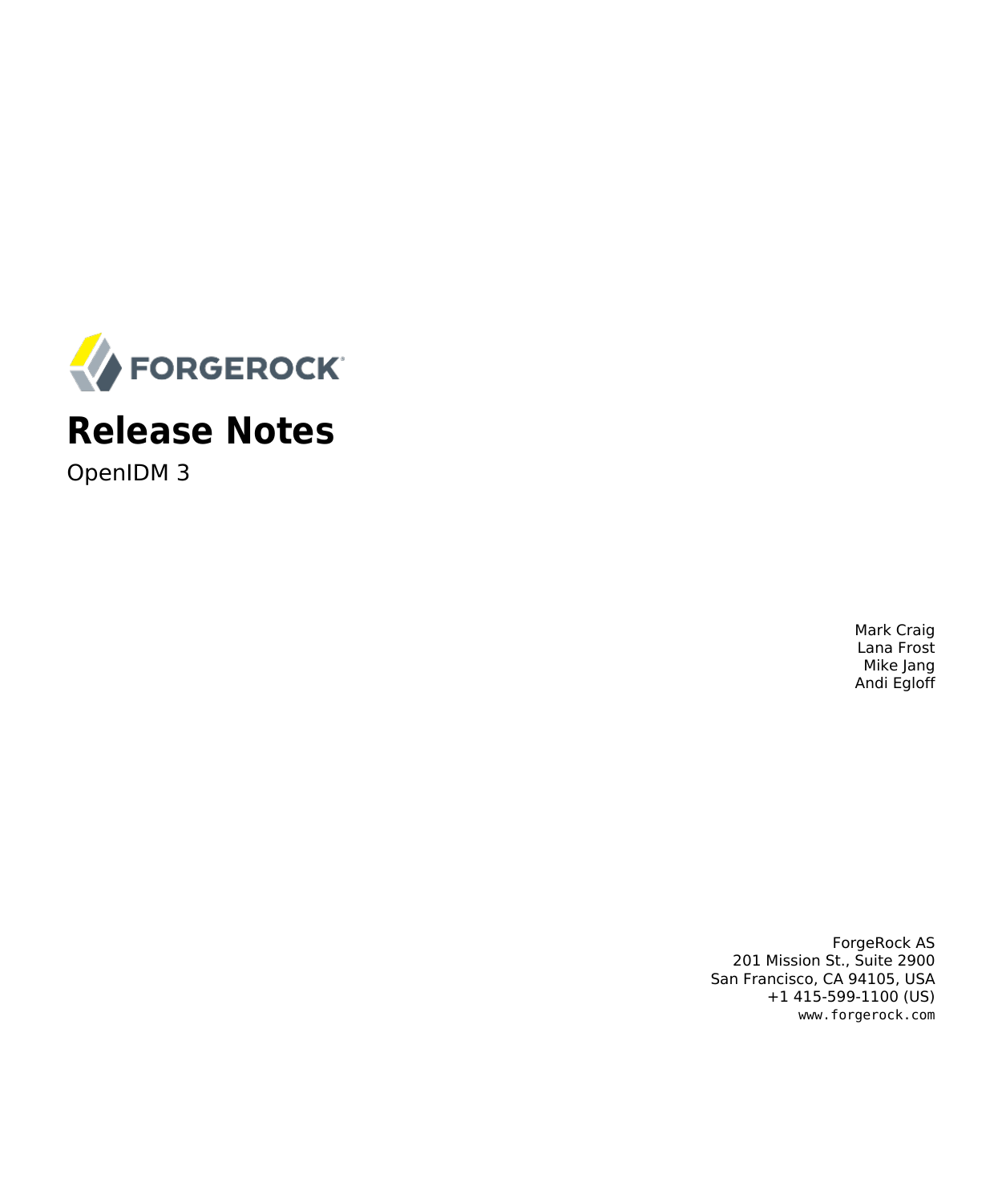FORGEROCK

# Release Notes

OpenIDM 3

Mark Craig
Lana Frost
Mike Jang
Andi Egloff

ForgeRock AS
201 Mission St., Suite 2900
San Francisco, CA 94105, USA
+1 415-599-1100 (US)
www.forgerock.com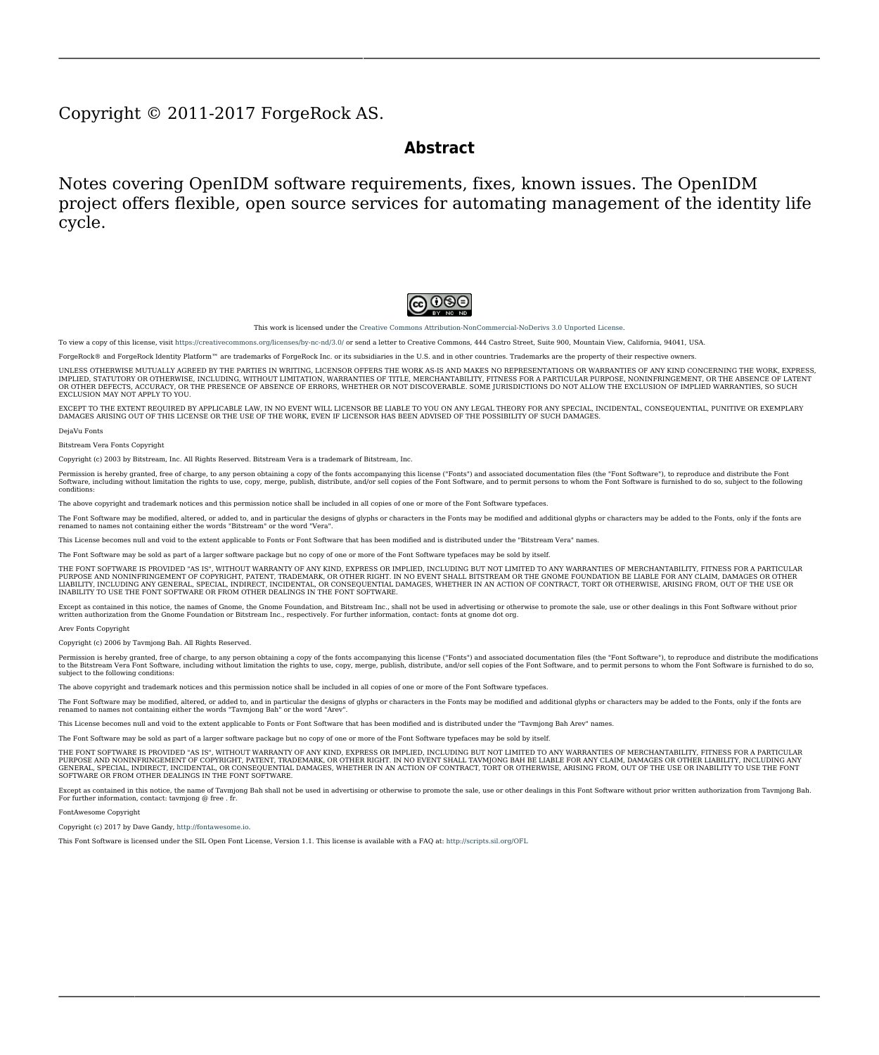Copyright © 2011-2017 ForgeRock AS.

## Abstract

Notes covering OpenIDM software requirements, fixes, known issues. The OpenIDM project offers flexible, open source services for automating management of the identity life cycle.

This work is licensed under the Creative Commons Attribution-NonCommercial-NoDerivs 3.0 Unported License.

To view a copy of this license, visit https://creativecommons.org/licenses/by-nc-nd/3.0/ or send a letter to Creative Commons, 444 Castro Street, Suite 900, Mountain View, California, 94041, USA.

ForgeRock® and ForgeRock Identity Platform™ are trademarks of ForgeRock Inc. or its subsidiaries in the U.S. and in other countries. Trademarks are the property of their respective owners.

UNLESS OTHERWISE MUTUALLY AGREED BY THE PARTIES IN WRITING, LICENSOR OFFERS THE WORK AS-IS AND MAKES NO REPRESENTATIONS OR WARRANTIES OF ANY KIND CONCERNING THE WORK, EXPRESS, IMPLIED, STATUTORY OR OTHERWISE, INCLUDING, WITHOUT LIMITATION, WARRANTIES OF TITLE, MERCHANTABILITY, FITNESS FOR A PARTICULAR PURPOSE, NONINFRINGEMENT, OR THE ABSENCE OF LATENT OR OTHER DEFECTS, ACCURACY, OR THE PRESENCE OF ABSENCE OF ERRORS, WHETHER OR NOT DISCOVERABLE. SOME JURISDICTIONS DO NOT ALLOW THE EXCLUSION OF IMPLIED WARRANTIES, SO SUCH EXCLUSION MAY NOT APPLY TO YOU.

EXCEPT TO THE EXTENT REQUIRED BY APPLICABLE LAW, IN NO EVENT WILL LICENSOR BE LIABLE TO YOU ON ANY LEGAL THEORY FOR ANY SPECIAL, INCIDENTAL, CONSEQUENTIAL, PUNITIVE OR EXEMPLARY DAMAGES ARISING OUT OF THIS LICENSE OR THE USE OF THE WORK, EVEN IF LICENSOR HAS BEEN ADVISED OF THE POSSIBILITY OF SUCH DAMAGES.

DejaVu Fonts

Bitstream Vera Fonts Copyright

Copyright (c) 2003 by Bitstream, Inc. All Rights Reserved. Bitstream Vera is a trademark of Bitstream, Inc.

Permission is hereby granted, free of charge, to any person obtaining a copy of the fonts accompanying this license ("Fonts") and associated documentation files (the "Font Software"), to reproduce and distribute the Font Software, including without limitation the rights to use, copy, merge, publish, distribute, and/or sell copies of the Font Software, and to permit persons to whom the Font Software is furnished to do so, subject to the following conditions:

The above copyright and trademark notices and this permission notice shall be included in all copies of one or more of the Font Software typefaces.

The Font Software may be modified, altered, or added to, and in particular the designs of glyphs or characters in the Fonts may be modified and additional glyphs or characters may be added to the Fonts, only if the fonts are renamed to names not containing either the words "Bitstream" or the word "Vera".

This License becomes null and void to the extent applicable to Fonts or Font Software that has been modified and is distributed under the "Bitstream Vera" names.

The Font Software may be sold as part of a larger software package but no copy of one or more of the Font Software typefaces may be sold by itself.

THE FONT SOFTWARE IS PROVIDED "AS IS", WITHOUT WARRANTY OF ANY KIND, EXPRESS OR IMPLIED, INCLUDING BUT NOT LIMITED TO ANY WARRANTIES OF MERCHANTABILITY, FITNESS FOR A PARTICULAR PURPOSE AND NONINFRINGEMENT OF COPYRIGHT, PATENT, TRADEMARK, OR OTHER RIGHT. IN NO EVENT SHALL BITSTREAM OR THE GNOME FOUNDATION BE LIABLE FOR ANY CLAIM, DAMAGES OR OTHER LIABILITY, INCLUDING ANY GENERAL, SPECIAL, INDIRECT, INCIDENTAL, OR CONSEQUENTIAL DAMAGES, WHETHER IN AN ACTION OF CONTRACT, TORT OR OTHERWISE, ARISING FROM, OUT OF THE USE OR INABILITY TO USE THE FONT SOFTWARE OR FROM OTHER DEALINGS IN THE FONT SOFTWARE.

Except as contained in this notice, the names of Gnome, the Gnome Foundation, and Bitstream Inc., shall not be used in advertising or otherwise to promote the sale, use or other dealings in this Font Software without prior written authorization from the Gnome Foundation or Bitstream Inc., respectively. For further information, contact: fonts at gnome dot org.

Arev Fonts Copyright

Copyright (c) 2006 by Tavmjong Bah. All Rights Reserved.

Permission is hereby granted, free of charge, to any person obtaining a copy of the fonts accompanying this license ("Fonts") and associated documentation files (the "Font Software"), to reproduce and distribute the modifications to the Bitstream Vera Font Software, including without limitation the rights to use, copy, merge, publish, distribute, and/or sell copies of the Font Software, and to permit persons to whom the Font Software is furnished to do so, subject to the following conditions:

The above copyright and trademark notices and this permission notice shall be included in all copies of one or more of the Font Software typefaces.

The Font Software may be modified, altered, or added to, and in particular the designs of glyphs or characters in the Fonts may be modified and additional glyphs or characters may be added to the Fonts, only if the fonts are renamed to names not containing either the words "Tavmjong Bah" or the word "Arev".

This License becomes null and void to the extent applicable to Fonts or Font Software that has been modified and is distributed under the "Tavmjong Bah Arev" names.

The Font Software may be sold as part of a larger software package but no copy of one or more of the Font Software typefaces may be sold by itself.

THE FONT SOFTWARE IS PROVIDED "AS IS", WITHOUT WARRANTY OF ANY KIND, EXPRESS OR IMPLIED, INCLUDING BUT NOT LIMITED TO ANY WARRANTIES OF MERCHANTABILITY, FITNESS FOR A PARTICULAR PURPOSE AND NONINFRINGEMENT OF COPYRIGHT, PATENT, TRADEMARK, OR OTHER RIGHT. IN NO EVENT SHALL TAVMJONG BAH BE LIABLE FOR ANY CLAIM, DAMAGES OR OTHER LIABILITY, INCLUDING ANY GENERAL, SPECIAL, INDIRECT, INCIDENTAL, OR CONSEQUENTIAL DAMAGES, WHETHER IN AN ACTION OF CONTRACT, TORT OR OTHERWISE, ARISING FROM, OUT OF THE USE OR INABILITY TO USE THE FONT SOFTWARE OR FROM OTHER DEALINGS IN THE FONT SOFTWARE.

Except as contained in this notice, the name of Tavmjong Bah shall not be used in advertising or otherwise to promote the sale, use or other dealings in this Font Software without prior written authorization from Tavmjong Bah. For further information, contact: tavmjong @ free . fr.

FontAwesome Copyright

Copyright (c) 2017 by Dave Gandy, http://fontawesome.io.

This Font Software is licensed under the SIL Open Font License, Version 1.1. This license is available with a FAQ at: http://scripts.sil.org/OFL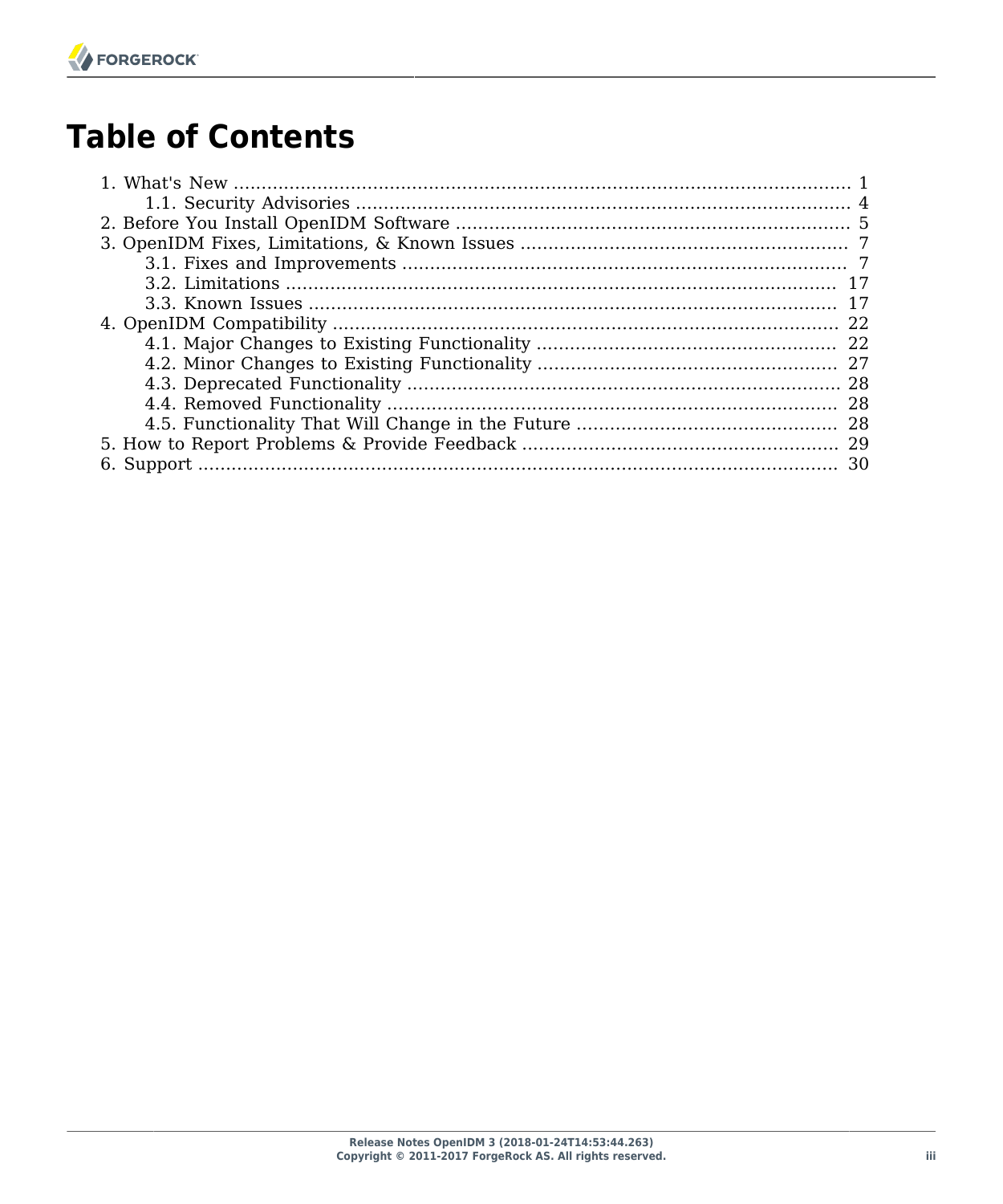# Table of Contents

- 1. What's New ..... 1
  - 1.1. Security Advisories ..... 4
- 2. Before You Install OpenIDM Software ..... 5
- 3. OpenIDM Fixes, Limitations, & Known Issues ..... 7
  - 3.1. Fixes and Improvements ..... 7
  - 3.2. Limitations ..... 17
  - 3.3. Known Issues ..... 17
- 4. OpenIDM Compatibility ..... 22
  - 4.1. Major Changes to Existing Functionality ..... 22
  - 4.2. Minor Changes to Existing Functionality ..... 27
  - 4.3. Deprecated Functionality ..... 28
  - 4.4. Removed Functionality ..... 28
  - 4.5. Functionality That Will Change in the Future ..... 28
- 5. How to Report Problems & Provide Feedback ..... 29
- 6. Support ..... 30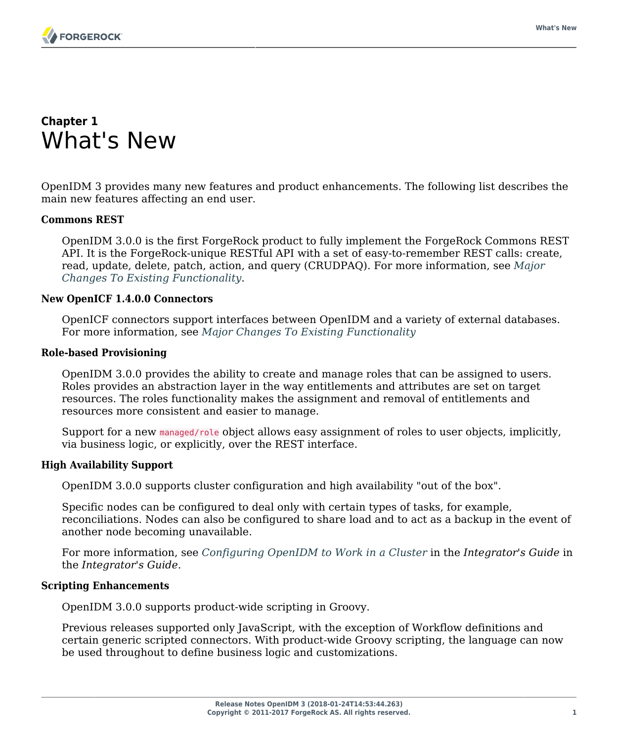# Chapter 1
# What's New

OpenIDM 3 provides many new features and product enhancements. The following list describes the main new features affecting an end user.

**Commons REST**

OpenIDM 3.0.0 is the first ForgeRock product to fully implement the ForgeRock Commons REST API. It is the ForgeRock-unique RESTful API with a set of easy-to-remember REST calls: create, read, update, delete, patch, action, and query (CRUDPAQ). For more information, see *Major Changes To Existing Functionality*.

**New OpenICF 1.4.0.0 Connectors**

OpenICF connectors support interfaces between OpenIDM and a variety of external databases. For more information, see *Major Changes To Existing Functionality*

**Role-based Provisioning**

OpenIDM 3.0.0 provides the ability to create and manage roles that can be assigned to users. Roles provides an abstraction layer in the way entitlements and attributes are set on target resources. The roles functionality makes the assignment and removal of entitlements and resources more consistent and easier to manage.

Support for a new `managed/role` object allows easy assignment of roles to user objects, implicitly, via business logic, or explicitly, over the REST interface.

**High Availability Support**

OpenIDM 3.0.0 supports cluster configuration and high availability "out of the box".

Specific nodes can be configured to deal only with certain types of tasks, for example, reconciliations. Nodes can also be configured to share load and to act as a backup in the event of another node becoming unavailable.

For more information, see *Configuring OpenIDM to Work in a Cluster* in the *Integrator's Guide* in the *Integrator's Guide*.

**Scripting Enhancements**

OpenIDM 3.0.0 supports product-wide scripting in Groovy.

Previous releases supported only JavaScript, with the exception of Workflow definitions and certain generic scripted connectors. With product-wide Groovy scripting, the language can now be used throughout to define business logic and customizations.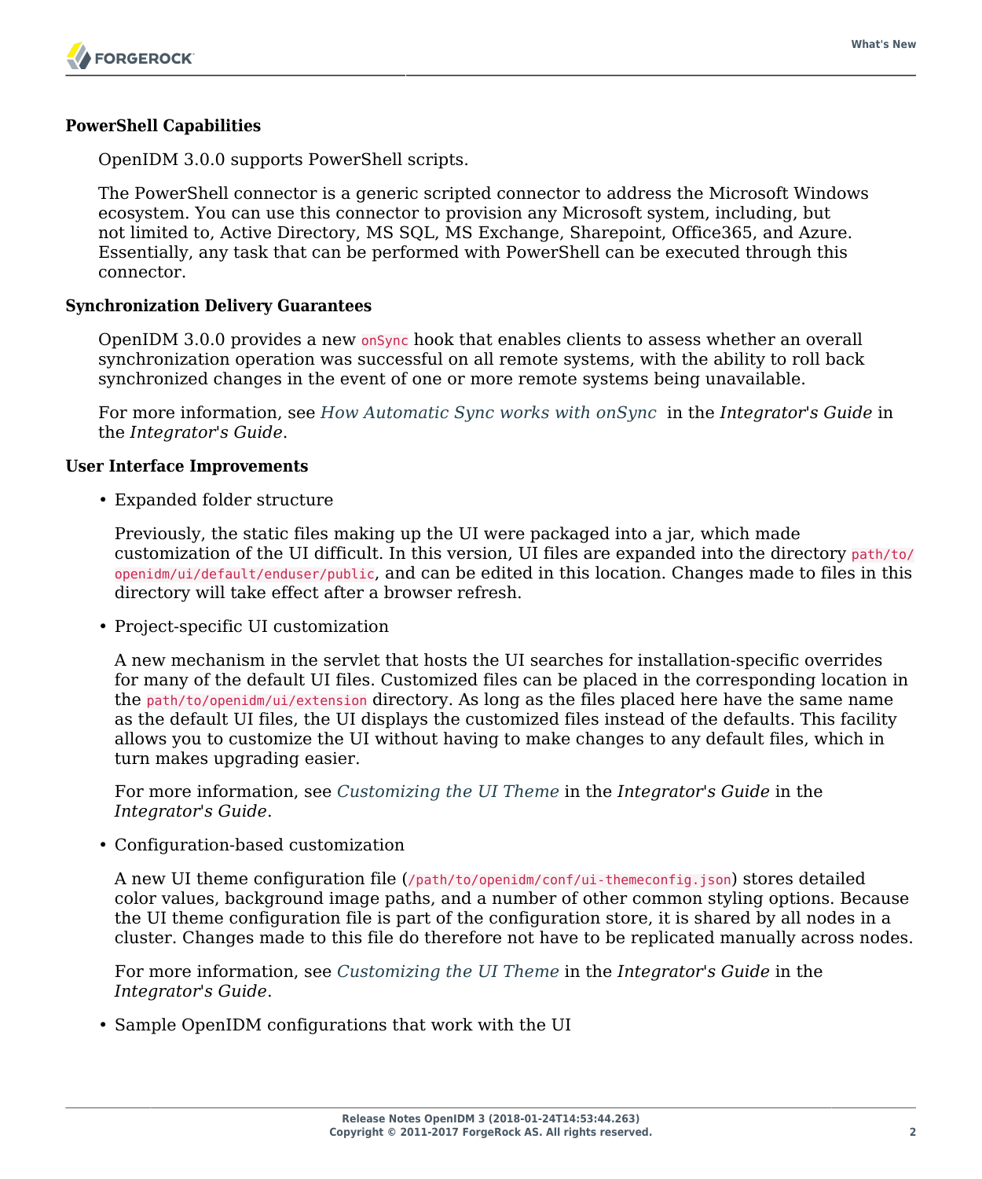**PowerShell Capabilities**

OpenIDM 3.0.0 supports PowerShell scripts.

The PowerShell connector is a generic scripted connector to address the Microsoft Windows ecosystem. You can use this connector to provision any Microsoft system, including, but not limited to, Active Directory, MS SQL, MS Exchange, Sharepoint, Office365, and Azure. Essentially, any task that can be performed with PowerShell can be executed through this connector.

**Synchronization Delivery Guarantees**

OpenIDM 3.0.0 provides a new `onSync` hook that enables clients to assess whether an overall synchronization operation was successful on all remote systems, with the ability to roll back synchronized changes in the event of one or more remote systems being unavailable.

For more information, see *How Automatic Sync works with onSync* in the *Integrator's Guide* in the *Integrator's Guide*.

**User Interface Improvements**

- Expanded folder structure

  Previously, the static files making up the UI were packaged into a jar, which made customization of the UI difficult. In this version, UI files are expanded into the directory `path/to/openidm/ui/default/enduser/public`, and can be edited in this location. Changes made to files in this directory will take effect after a browser refresh.

- Project-specific UI customization

  A new mechanism in the servlet that hosts the UI searches for installation-specific overrides for many of the default UI files. Customized files can be placed in the corresponding location in the `path/to/openidm/ui/extension` directory. As long as the files placed here have the same name as the default UI files, the UI displays the customized files instead of the defaults. This facility allows you to customize the UI without having to make changes to any default files, which in turn makes upgrading easier.

  For more information, see *Customizing the UI Theme* in the *Integrator's Guide* in the *Integrator's Guide*.

- Configuration-based customization

  A new UI theme configuration file (`/path/to/openidm/conf/ui-themeconfig.json`) stores detailed color values, background image paths, and a number of other common styling options. Because the UI theme configuration file is part of the configuration store, it is shared by all nodes in a cluster. Changes made to this file do therefore not have to be replicated manually across nodes.

  For more information, see *Customizing the UI Theme* in the *Integrator's Guide* in the *Integrator's Guide*.

- Sample OpenIDM configurations that work with the UI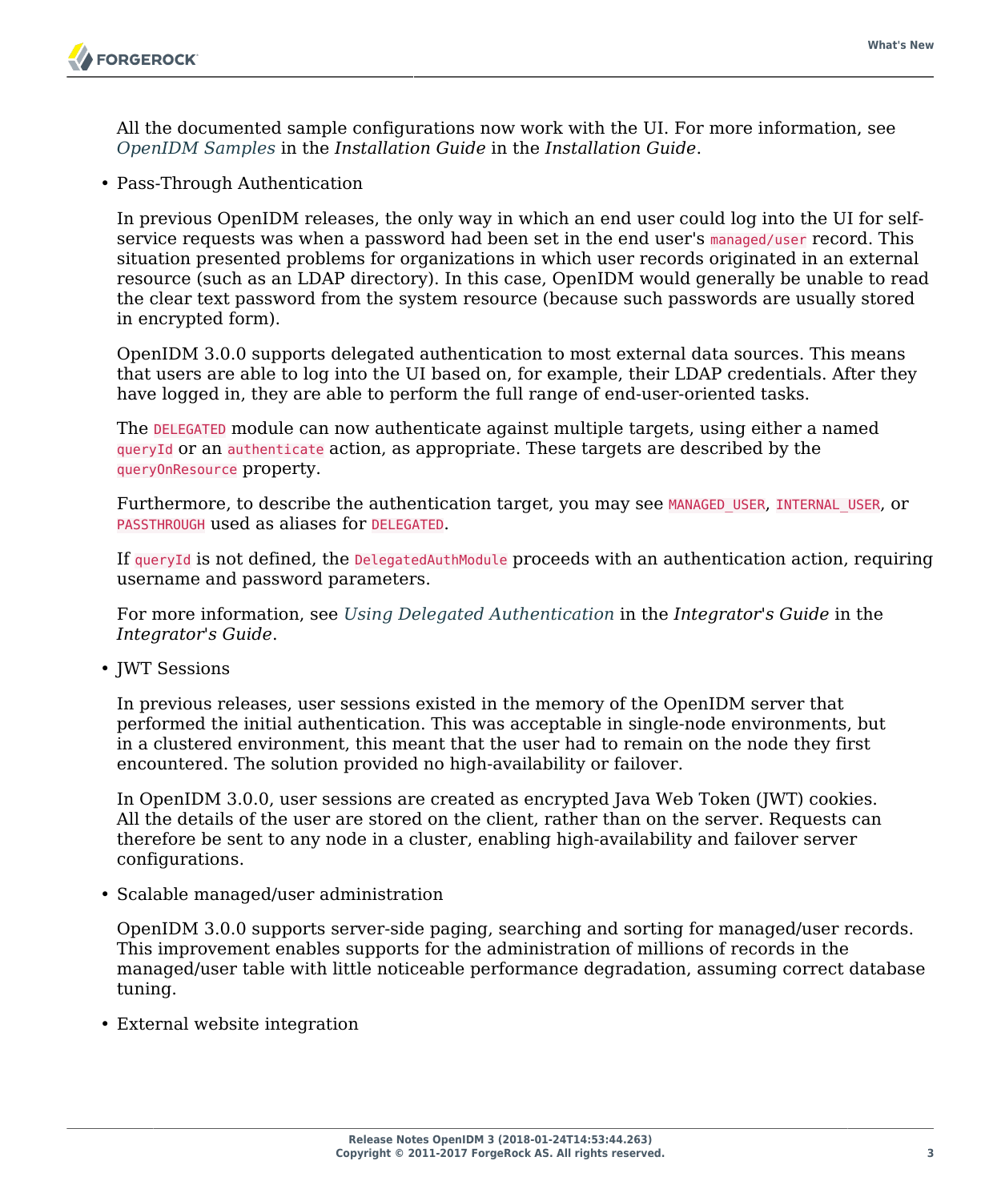All the documented sample configurations now work with the UI. For more information, see *OpenIDM Samples* in the *Installation Guide* in the *Installation Guide*.

- Pass-Through Authentication

  In previous OpenIDM releases, the only way in which an end user could log into the UI for self-service requests was when a password had been set in the end user's `managed/user` record. This situation presented problems for organizations in which user records originated in an external resource (such as an LDAP directory). In this case, OpenIDM would generally be unable to read the clear text password from the system resource (because such passwords are usually stored in encrypted form).

  OpenIDM 3.0.0 supports delegated authentication to most external data sources. This means that users are able to log into the UI based on, for example, their LDAP credentials. After they have logged in, they are able to perform the full range of end-user-oriented tasks.

  The `DELEGATED` module can now authenticate against multiple targets, using either a named `queryId` or an `authenticate` action, as appropriate. These targets are described by the `queryOnResource` property.

  Furthermore, to describe the authentication target, you may see `MANAGED_USER`, `INTERNAL_USER`, or `PASSTHROUGH` used as aliases for `DELEGATED`.

  If `queryId` is not defined, the `DelegatedAuthModule` proceeds with an authentication action, requiring username and password parameters.

  For more information, see *Using Delegated Authentication* in the *Integrator's Guide* in the *Integrator's Guide*.

- JWT Sessions

  In previous releases, user sessions existed in the memory of the OpenIDM server that performed the initial authentication. This was acceptable in single-node environments, but in a clustered environment, this meant that the user had to remain on the node they first encountered. The solution provided no high-availability or failover.

  In OpenIDM 3.0.0, user sessions are created as encrypted Java Web Token (JWT) cookies. All the details of the user are stored on the client, rather than on the server. Requests can therefore be sent to any node in a cluster, enabling high-availability and failover server configurations.

- Scalable managed/user administration

  OpenIDM 3.0.0 supports server-side paging, searching and sorting for managed/user records. This improvement enables supports for the administration of millions of records in the managed/user table with little noticeable performance degradation, assuming correct database tuning.

- External website integration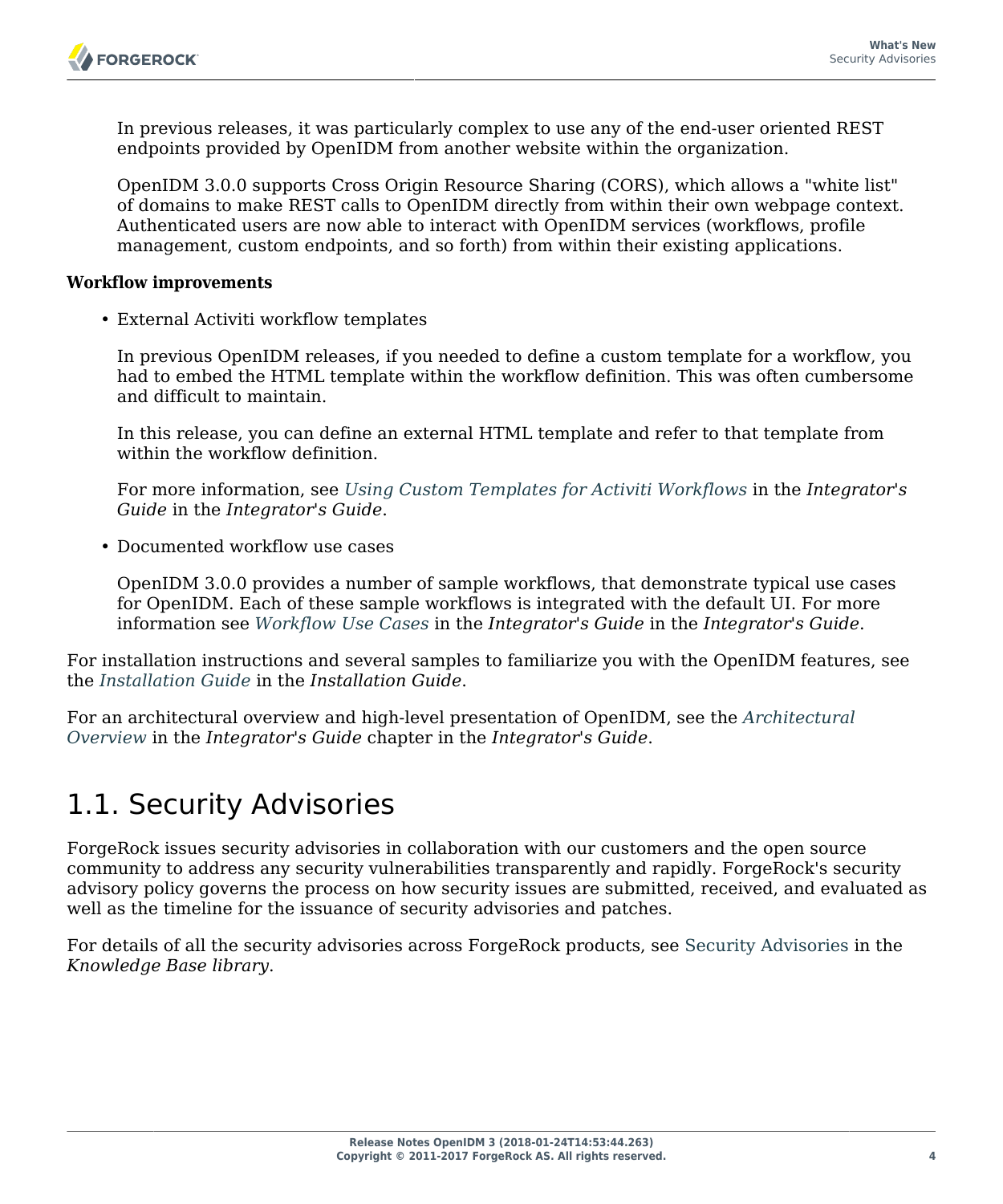In previous releases, it was particularly complex to use any of the end-user oriented REST endpoints provided by OpenIDM from another website within the organization.

OpenIDM 3.0.0 supports Cross Origin Resource Sharing (CORS), which allows a "white list" of domains to make REST calls to OpenIDM directly from within their own webpage context. Authenticated users are now able to interact with OpenIDM services (workflows, profile management, custom endpoints, and so forth) from within their existing applications.

**Workflow improvements**

- External Activiti workflow templates

  In previous OpenIDM releases, if you needed to define a custom template for a workflow, you had to embed the HTML template within the workflow definition. This was often cumbersome and difficult to maintain.

  In this release, you can define an external HTML template and refer to that template from within the workflow definition.

  For more information, see *Using Custom Templates for Activiti Workflows* in the *Integrator's Guide* in the *Integrator's Guide*.

- Documented workflow use cases

  OpenIDM 3.0.0 provides a number of sample workflows, that demonstrate typical use cases for OpenIDM. Each of these sample workflows is integrated with the default UI. For more information see *Workflow Use Cases* in the *Integrator's Guide* in the *Integrator's Guide*.

For installation instructions and several samples to familiarize you with the OpenIDM features, see the *Installation Guide* in the *Installation Guide*.

For an architectural overview and high-level presentation of OpenIDM, see the *Architectural Overview* in the *Integrator's Guide* chapter in the *Integrator's Guide*.

## 1.1. Security Advisories

ForgeRock issues security advisories in collaboration with our customers and the open source community to address any security vulnerabilities transparently and rapidly. ForgeRock's security advisory policy governs the process on how security issues are submitted, received, and evaluated as well as the timeline for the issuance of security advisories and patches.

For details of all the security advisories across ForgeRock products, see Security Advisories in the *Knowledge Base library*.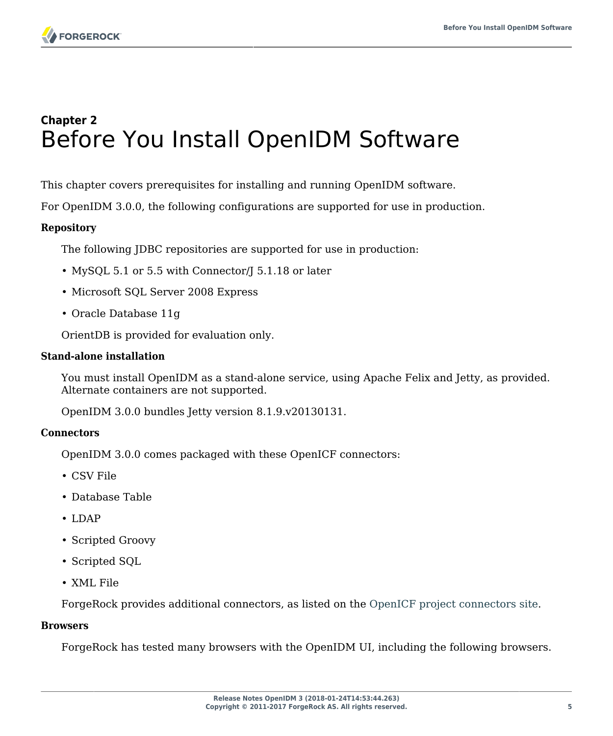## Chapter 2
# Before You Install OpenIDM Software

This chapter covers prerequisites for installing and running OpenIDM software.

For OpenIDM 3.0.0, the following configurations are supported for use in production.

**Repository**

The following JDBC repositories are supported for use in production:

- MySQL 5.1 or 5.5 with Connector/J 5.1.18 or later
- Microsoft SQL Server 2008 Express
- Oracle Database 11g

OrientDB is provided for evaluation only.

**Stand-alone installation**

You must install OpenIDM as a stand-alone service, using Apache Felix and Jetty, as provided. Alternate containers are not supported.

OpenIDM 3.0.0 bundles Jetty version 8.1.9.v20130131.

**Connectors**

OpenIDM 3.0.0 comes packaged with these OpenICF connectors:

- CSV File
- Database Table
- LDAP
- Scripted Groovy
- Scripted SQL
- XML File

ForgeRock provides additional connectors, as listed on the OpenICF project connectors site.

**Browsers**

ForgeRock has tested many browsers with the OpenIDM UI, including the following browsers.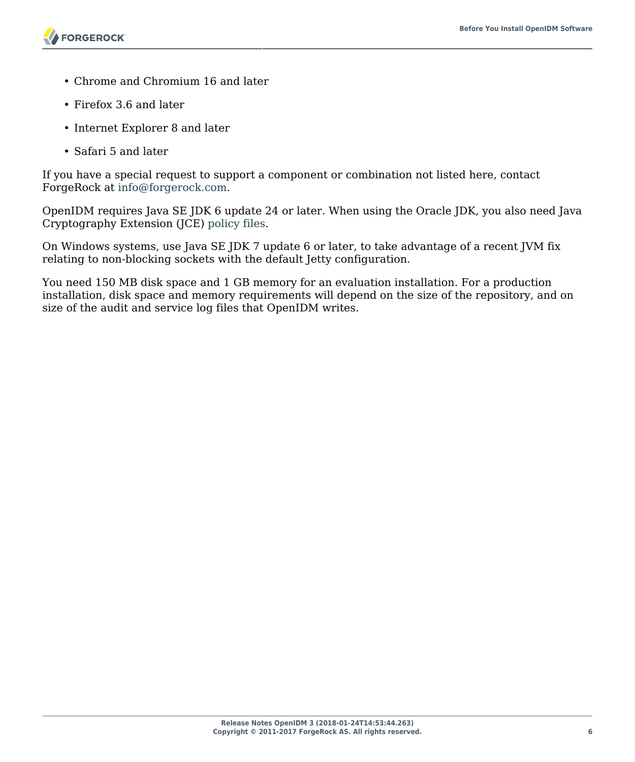- Chrome and Chromium 16 and later
- Firefox 3.6 and later
- Internet Explorer 8 and later
- Safari 5 and later

If you have a special request to support a component or combination not listed here, contact ForgeRock at info@forgerock.com.

OpenIDM requires Java SE JDK 6 update 24 or later. When using the Oracle JDK, you also need Java Cryptography Extension (JCE) policy files.

On Windows systems, use Java SE JDK 7 update 6 or later, to take advantage of a recent JVM fix relating to non-blocking sockets with the default Jetty configuration.

You need 150 MB disk space and 1 GB memory for an evaluation installation. For a production installation, disk space and memory requirements will depend on the size of the repository, and on size of the audit and service log files that OpenIDM writes.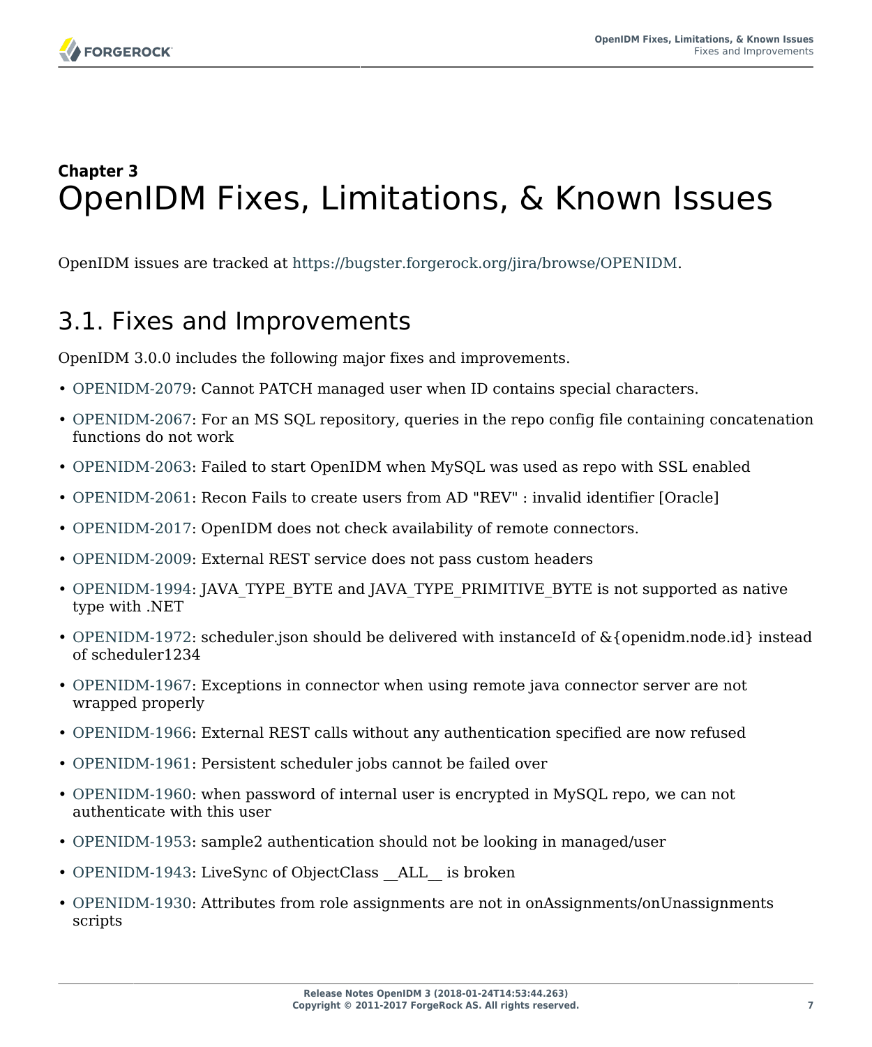Chapter 3

# OpenIDM Fixes, Limitations, & Known Issues

OpenIDM issues are tracked at https://bugster.forgerock.org/jira/browse/OPENIDM.

## 3.1. Fixes and Improvements

OpenIDM 3.0.0 includes the following major fixes and improvements.

- OPENIDM-2079: Cannot PATCH managed user when ID contains special characters.
- OPENIDM-2067: For an MS SQL repository, queries in the repo config file containing concatenation functions do not work
- OPENIDM-2063: Failed to start OpenIDM when MySQL was used as repo with SSL enabled
- OPENIDM-2061: Recon Fails to create users from AD "REV" : invalid identifier [Oracle]
- OPENIDM-2017: OpenIDM does not check availability of remote connectors.
- OPENIDM-2009: External REST service does not pass custom headers
- OPENIDM-1994: JAVA_TYPE_BYTE and JAVA_TYPE_PRIMITIVE_BYTE is not supported as native type with .NET
- OPENIDM-1972: scheduler.json should be delivered with instanceId of &{openidm.node.id} instead of scheduler1234
- OPENIDM-1967: Exceptions in connector when using remote java connector server are not wrapped properly
- OPENIDM-1966: External REST calls without any authentication specified are now refused
- OPENIDM-1961: Persistent scheduler jobs cannot be failed over
- OPENIDM-1960: when password of internal user is encrypted in MySQL repo, we can not authenticate with this user
- OPENIDM-1953: sample2 authentication should not be looking in managed/user
- OPENIDM-1943: LiveSync of ObjectClass __ALL__ is broken
- OPENIDM-1930: Attributes from role assignments are not in onAssignments/onUnassignments scripts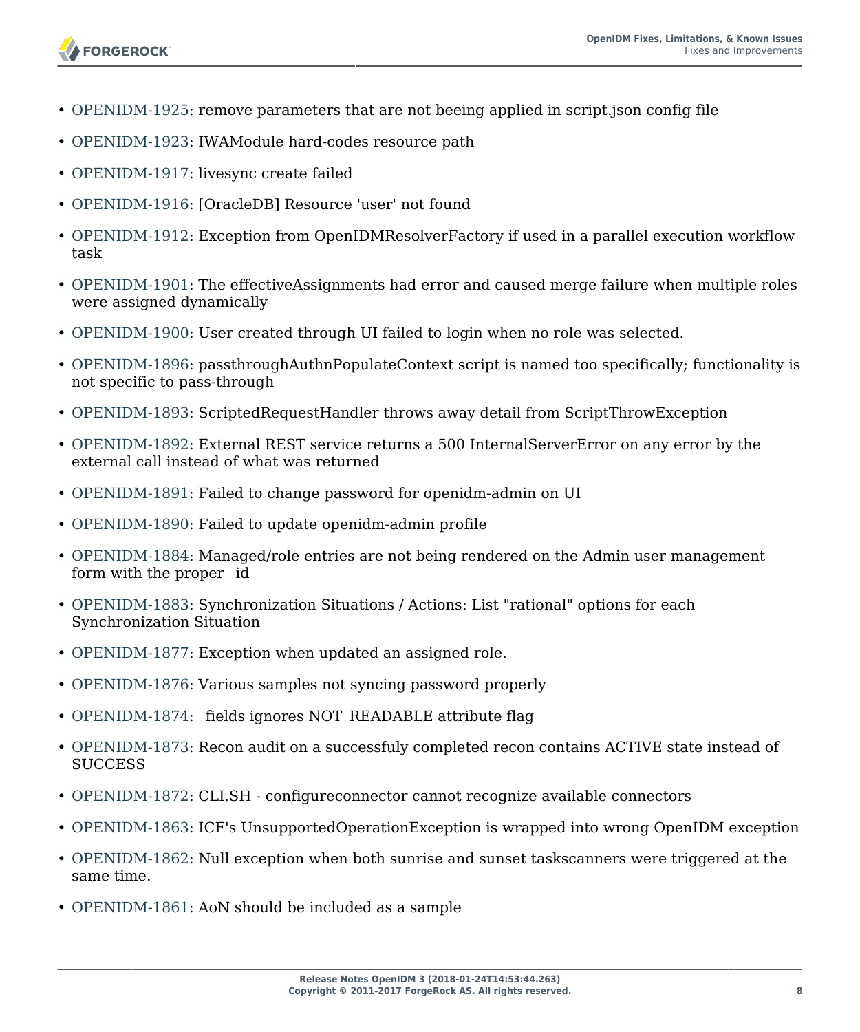- OPENIDM-1925: remove parameters that are not beeing applied in script.json config file
- OPENIDM-1923: IWAModule hard-codes resource path
- OPENIDM-1917: livesync create failed
- OPENIDM-1916: [OracleDB] Resource 'user' not found
- OPENIDM-1912: Exception from OpenIDMResolverFactory if used in a parallel execution workflow task
- OPENIDM-1901: The effectiveAssignments had error and caused merge failure when multiple roles were assigned dynamically
- OPENIDM-1900: User created through UI failed to login when no role was selected.
- OPENIDM-1896: passthroughAuthnPopulateContext script is named too specifically; functionality is not specific to pass-through
- OPENIDM-1893: ScriptedRequestHandler throws away detail from ScriptThrowException
- OPENIDM-1892: External REST service returns a 500 InternalServerError on any error by the external call instead of what was returned
- OPENIDM-1891: Failed to change password for openidm-admin on UI
- OPENIDM-1890: Failed to update openidm-admin profile
- OPENIDM-1884: Managed/role entries are not being rendered on the Admin user management form with the proper _id
- OPENIDM-1883: Synchronization Situations / Actions: List "rational" options for each Synchronization Situation
- OPENIDM-1877: Exception when updated an assigned role.
- OPENIDM-1876: Various samples not syncing password properly
- OPENIDM-1874: _fields ignores NOT_READABLE attribute flag
- OPENIDM-1873: Recon audit on a successfuly completed recon contains ACTIVE state instead of SUCCESS
- OPENIDM-1872: CLI.SH - configureconnector cannot recognize available connectors
- OPENIDM-1863: ICF's UnsupportedOperationException is wrapped into wrong OpenIDM exception
- OPENIDM-1862: Null exception when both sunrise and sunset taskscanners were triggered at the same time.
- OPENIDM-1861: AoN should be included as a sample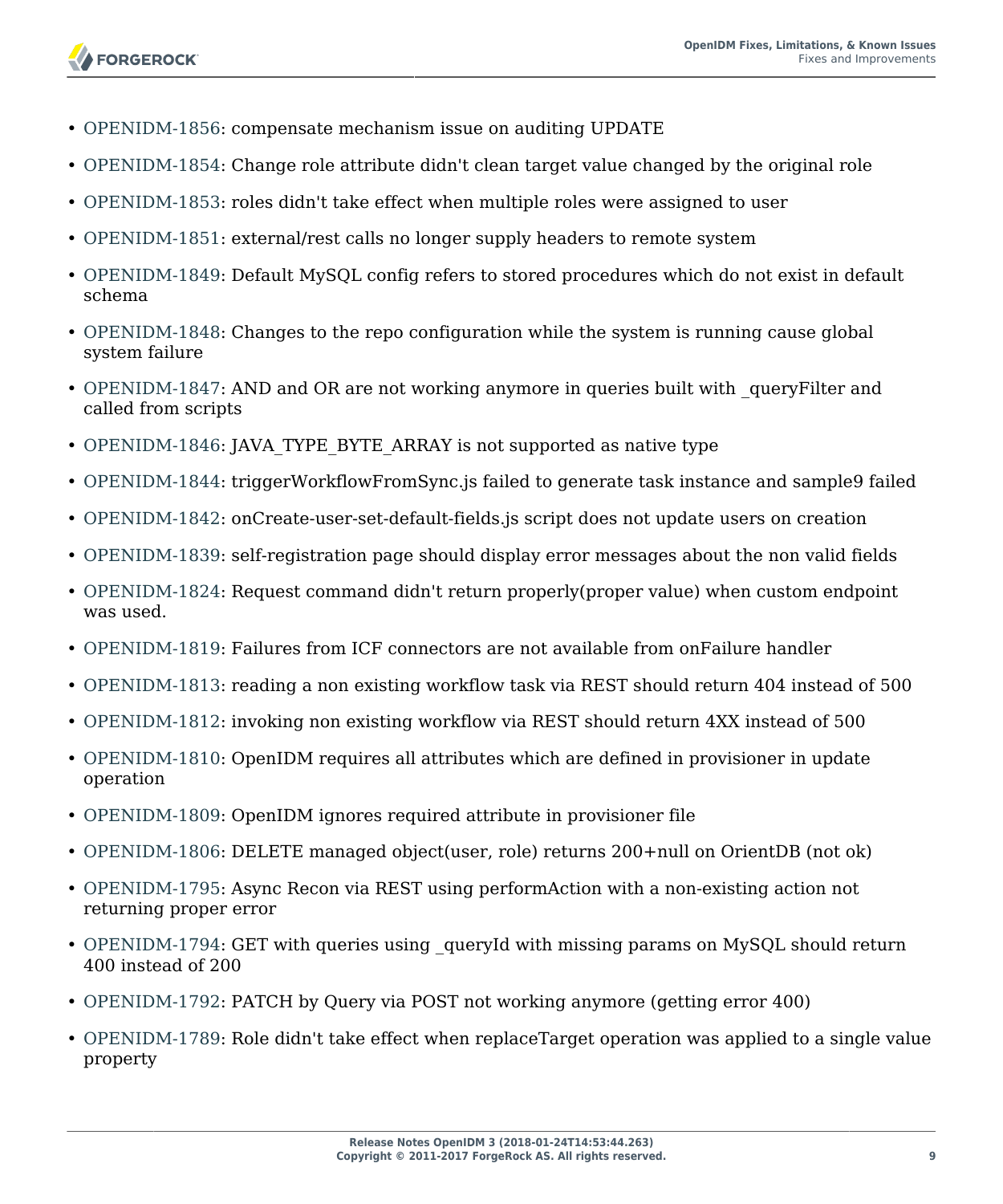- OPENIDM-1856: compensate mechanism issue on auditing UPDATE
- OPENIDM-1854: Change role attribute didn't clean target value changed by the original role
- OPENIDM-1853: roles didn't take effect when multiple roles were assigned to user
- OPENIDM-1851: external/rest calls no longer supply headers to remote system
- OPENIDM-1849: Default MySQL config refers to stored procedures which do not exist in default schema
- OPENIDM-1848: Changes to the repo configuration while the system is running cause global system failure
- OPENIDM-1847: AND and OR are not working anymore in queries built with _queryFilter and called from scripts
- OPENIDM-1846: JAVA_TYPE_BYTE_ARRAY is not supported as native type
- OPENIDM-1844: triggerWorkflowFromSync.js failed to generate task instance and sample9 failed
- OPENIDM-1842: onCreate-user-set-default-fields.js script does not update users on creation
- OPENIDM-1839: self-registration page should display error messages about the non valid fields
- OPENIDM-1824: Request command didn't return properly(proper value) when custom endpoint was used.
- OPENIDM-1819: Failures from ICF connectors are not available from onFailure handler
- OPENIDM-1813: reading a non existing workflow task via REST should return 404 instead of 500
- OPENIDM-1812: invoking non existing workflow via REST should return 4XX instead of 500
- OPENIDM-1810: OpenIDM requires all attributes which are defined in provisioner in update operation
- OPENIDM-1809: OpenIDM ignores required attribute in provisioner file
- OPENIDM-1806: DELETE managed object(user, role) returns 200+null on OrientDB (not ok)
- OPENIDM-1795: Async Recon via REST using performAction with a non-existing action not returning proper error
- OPENIDM-1794: GET with queries using _queryId with missing params on MySQL should return 400 instead of 200
- OPENIDM-1792: PATCH by Query via POST not working anymore (getting error 400)
- OPENIDM-1789: Role didn't take effect when replaceTarget operation was applied to a single value property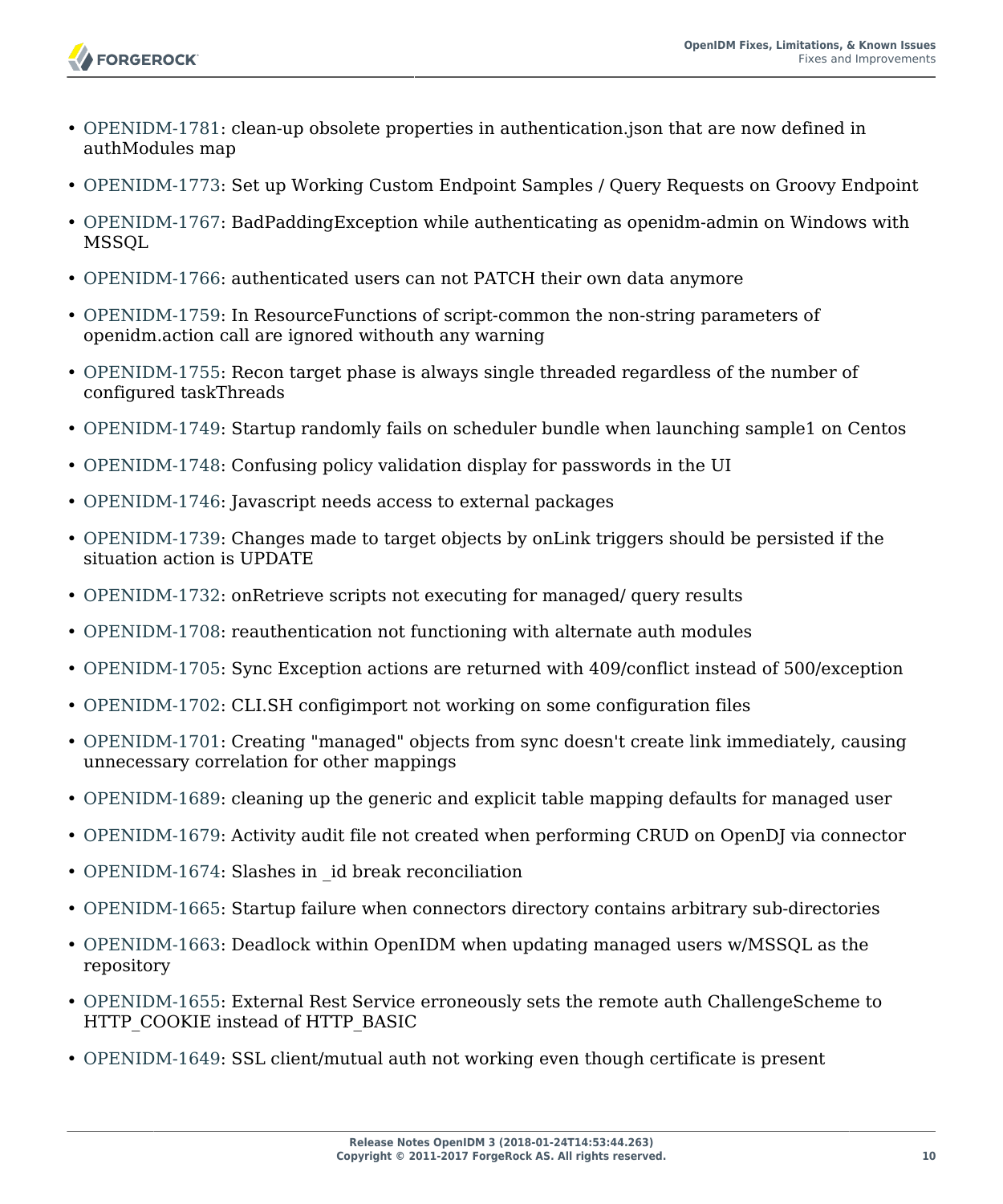- OPENIDM-1781: clean-up obsolete properties in authentication.json that are now defined in authModules map
- OPENIDM-1773: Set up Working Custom Endpoint Samples / Query Requests on Groovy Endpoint
- OPENIDM-1767: BadPaddingException while authenticating as openidm-admin on Windows with MSSQL
- OPENIDM-1766: authenticated users can not PATCH their own data anymore
- OPENIDM-1759: In ResourceFunctions of script-common the non-string parameters of openidm.action call are ignored withouth any warning
- OPENIDM-1755: Recon target phase is always single threaded regardless of the number of configured taskThreads
- OPENIDM-1749: Startup randomly fails on scheduler bundle when launching sample1 on Centos
- OPENIDM-1748: Confusing policy validation display for passwords in the UI
- OPENIDM-1746: Javascript needs access to external packages
- OPENIDM-1739: Changes made to target objects by onLink triggers should be persisted if the situation action is UPDATE
- OPENIDM-1732: onRetrieve scripts not executing for managed/ query results
- OPENIDM-1708: reauthentication not functioning with alternate auth modules
- OPENIDM-1705: Sync Exception actions are returned with 409/conflict instead of 500/exception
- OPENIDM-1702: CLI.SH configimport not working on some configuration files
- OPENIDM-1701: Creating "managed" objects from sync doesn't create link immediately, causing unnecessary correlation for other mappings
- OPENIDM-1689: cleaning up the generic and explicit table mapping defaults for managed user
- OPENIDM-1679: Activity audit file not created when performing CRUD on OpenDJ via connector
- OPENIDM-1674: Slashes in _id break reconciliation
- OPENIDM-1665: Startup failure when connectors directory contains arbitrary sub-directories
- OPENIDM-1663: Deadlock within OpenIDM when updating managed users w/MSSQL as the repository
- OPENIDM-1655: External Rest Service erroneously sets the remote auth ChallengeScheme to HTTP_COOKIE instead of HTTP_BASIC
- OPENIDM-1649: SSL client/mutual auth not working even though certificate is present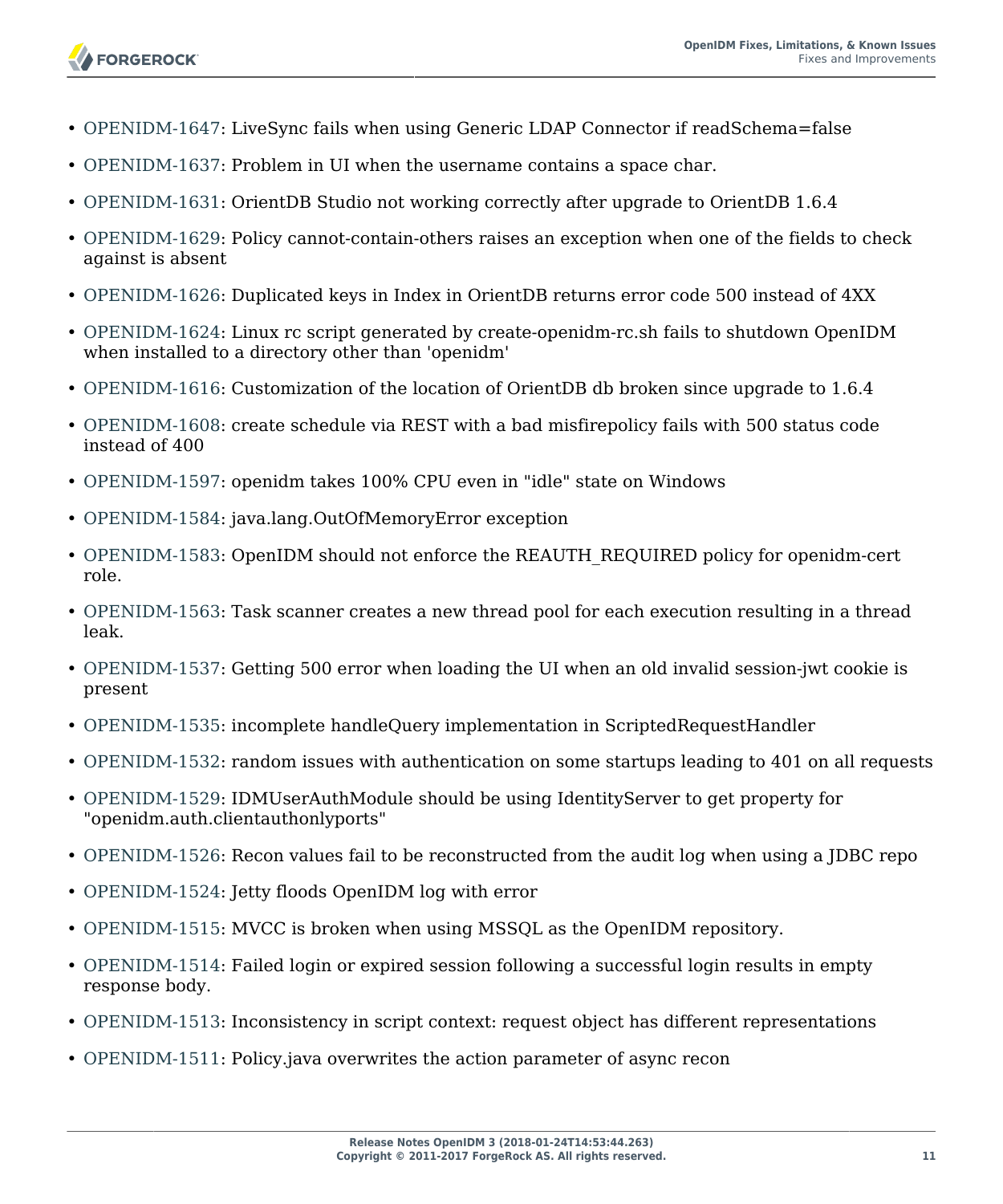- OPENIDM-1647: LiveSync fails when using Generic LDAP Connector if readSchema=false
- OPENIDM-1637: Problem in UI when the username contains a space char.
- OPENIDM-1631: OrientDB Studio not working correctly after upgrade to OrientDB 1.6.4
- OPENIDM-1629: Policy cannot-contain-others raises an exception when one of the fields to check against is absent
- OPENIDM-1626: Duplicated keys in Index in OrientDB returns error code 500 instead of 4XX
- OPENIDM-1624: Linux rc script generated by create-openidm-rc.sh fails to shutdown OpenIDM when installed to a directory other than 'openidm'
- OPENIDM-1616: Customization of the location of OrientDB db broken since upgrade to 1.6.4
- OPENIDM-1608: create schedule via REST with a bad misfirepolicy fails with 500 status code instead of 400
- OPENIDM-1597: openidm takes 100% CPU even in "idle" state on Windows
- OPENIDM-1584: java.lang.OutOfMemoryError exception
- OPENIDM-1583: OpenIDM should not enforce the REAUTH_REQUIRED policy for openidm-cert role.
- OPENIDM-1563: Task scanner creates a new thread pool for each execution resulting in a thread leak.
- OPENIDM-1537: Getting 500 error when loading the UI when an old invalid session-jwt cookie is present
- OPENIDM-1535: incomplete handleQuery implementation in ScriptedRequestHandler
- OPENIDM-1532: random issues with authentication on some startups leading to 401 on all requests
- OPENIDM-1529: IDMUserAuthModule should be using IdentityServer to get property for "openidm.auth.clientauthonlyports"
- OPENIDM-1526: Recon values fail to be reconstructed from the audit log when using a JDBC repo
- OPENIDM-1524: Jetty floods OpenIDM log with error
- OPENIDM-1515: MVCC is broken when using MSSQL as the OpenIDM repository.
- OPENIDM-1514: Failed login or expired session following a successful login results in empty response body.
- OPENIDM-1513: Inconsistency in script context: request object has different representations
- OPENIDM-1511: Policy.java overwrites the action parameter of async recon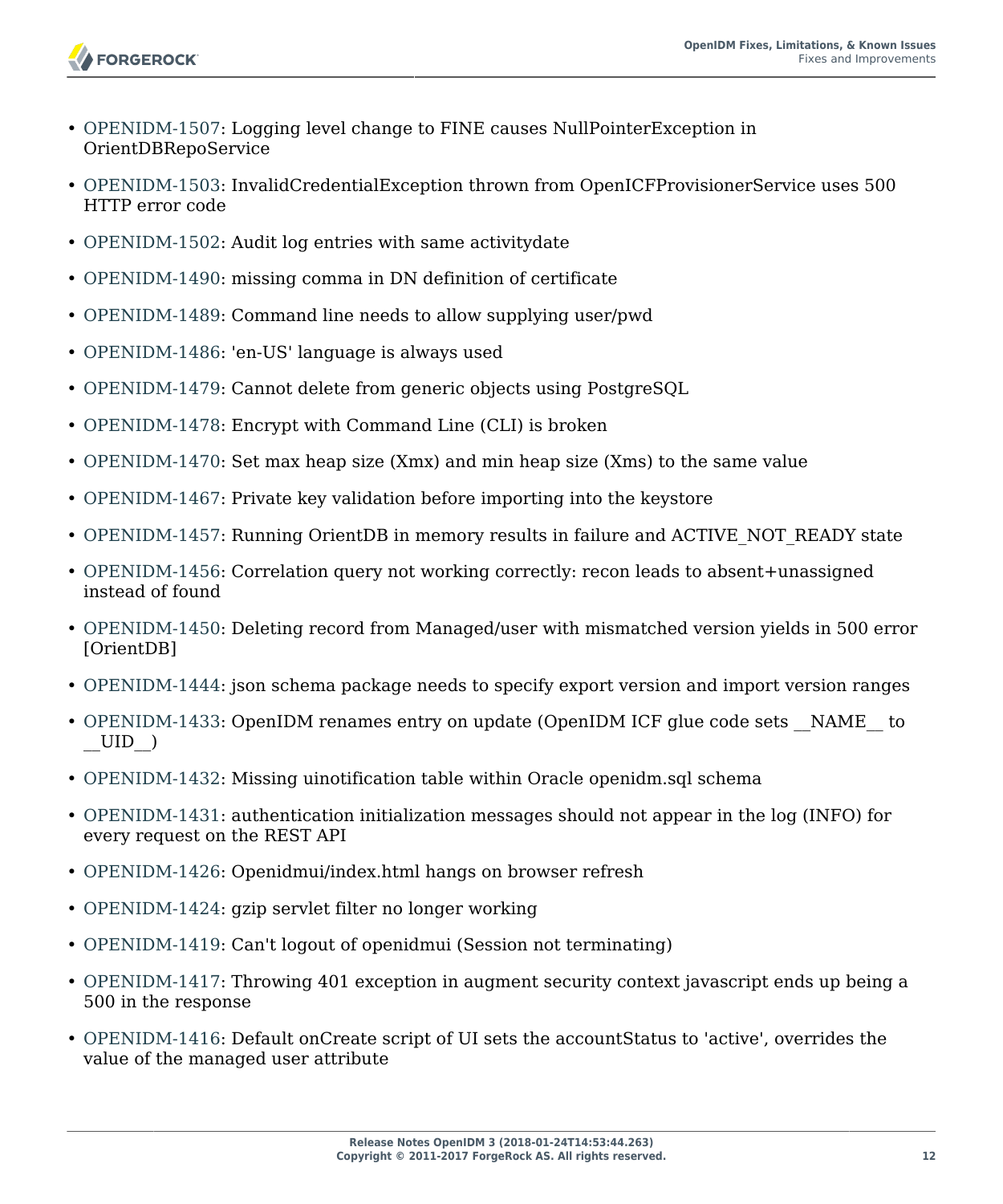- OPENIDM-1507: Logging level change to FINE causes NullPointerException in OrientDBRepoService
- OPENIDM-1503: InvalidCredentialException thrown from OpenICFProvisionerService uses 500 HTTP error code
- OPENIDM-1502: Audit log entries with same activitydate
- OPENIDM-1490: missing comma in DN definition of certificate
- OPENIDM-1489: Command line needs to allow supplying user/pwd
- OPENIDM-1486: 'en-US' language is always used
- OPENIDM-1479: Cannot delete from generic objects using PostgreSQL
- OPENIDM-1478: Encrypt with Command Line (CLI) is broken
- OPENIDM-1470: Set max heap size (Xmx) and min heap size (Xms) to the same value
- OPENIDM-1467: Private key validation before importing into the keystore
- OPENIDM-1457: Running OrientDB in memory results in failure and ACTIVE_NOT_READY state
- OPENIDM-1456: Correlation query not working correctly: recon leads to absent+unassigned instead of found
- OPENIDM-1450: Deleting record from Managed/user with mismatched version yields in 500 error [OrientDB]
- OPENIDM-1444: json schema package needs to specify export version and import version ranges
- OPENIDM-1433: OpenIDM renames entry on update (OpenIDM ICF glue code sets __NAME__ to __UID__)
- OPENIDM-1432: Missing uinotification table within Oracle openidm.sql schema
- OPENIDM-1431: authentication initialization messages should not appear in the log (INFO) for every request on the REST API
- OPENIDM-1426: Openidmui/index.html hangs on browser refresh
- OPENIDM-1424: gzip servlet filter no longer working
- OPENIDM-1419: Can't logout of openidmui (Session not terminating)
- OPENIDM-1417: Throwing 401 exception in augment security context javascript ends up being a 500 in the response
- OPENIDM-1416: Default onCreate script of UI sets the accountStatus to 'active', overrides the value of the managed user attribute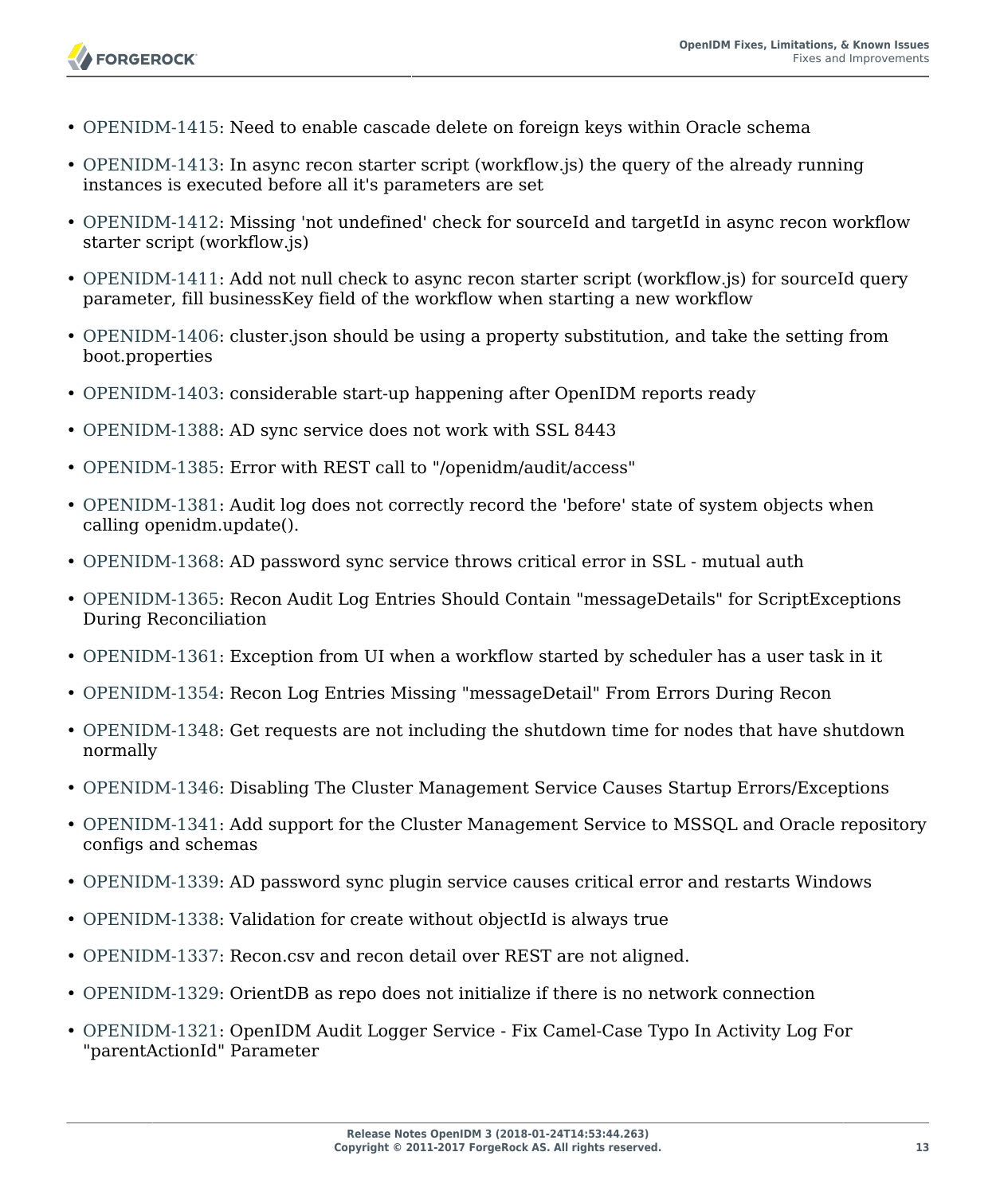- OPENIDM-1415: Need to enable cascade delete on foreign keys within Oracle schema
- OPENIDM-1413: In async recon starter script (workflow.js) the query of the already running instances is executed before all it's parameters are set
- OPENIDM-1412: Missing 'not undefined' check for sourceId and targetId in async recon workflow starter script (workflow.js)
- OPENIDM-1411: Add not null check to async recon starter script (workflow.js) for sourceId query parameter, fill businessKey field of the workflow when starting a new workflow
- OPENIDM-1406: cluster.json should be using a property substitution, and take the setting from boot.properties
- OPENIDM-1403: considerable start-up happening after OpenIDM reports ready
- OPENIDM-1388: AD sync service does not work with SSL 8443
- OPENIDM-1385: Error with REST call to "/openidm/audit/access"
- OPENIDM-1381: Audit log does not correctly record the 'before' state of system objects when calling openidm.update().
- OPENIDM-1368: AD password sync service throws critical error in SSL - mutual auth
- OPENIDM-1365: Recon Audit Log Entries Should Contain "messageDetails" for ScriptExceptions During Reconciliation
- OPENIDM-1361: Exception from UI when a workflow started by scheduler has a user task in it
- OPENIDM-1354: Recon Log Entries Missing "messageDetail" From Errors During Recon
- OPENIDM-1348: Get requests are not including the shutdown time for nodes that have shutdown normally
- OPENIDM-1346: Disabling The Cluster Management Service Causes Startup Errors/Exceptions
- OPENIDM-1341: Add support for the Cluster Management Service to MSSQL and Oracle repository configs and schemas
- OPENIDM-1339: AD password sync plugin service causes critical error and restarts Windows
- OPENIDM-1338: Validation for create without objectId is always true
- OPENIDM-1337: Recon.csv and recon detail over REST are not aligned.
- OPENIDM-1329: OrientDB as repo does not initialize if there is no network connection
- OPENIDM-1321: OpenIDM Audit Logger Service - Fix Camel-Case Typo In Activity Log For "parentActionId" Parameter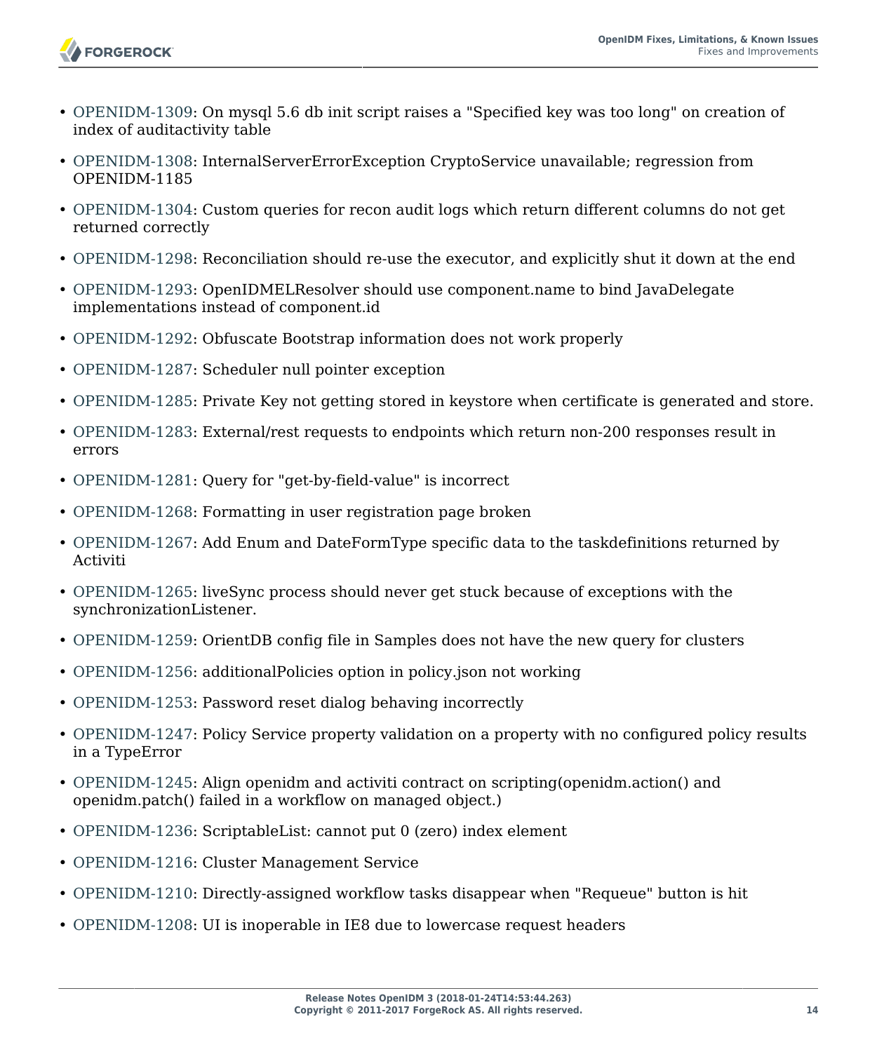- OPENIDM-1309: On mysql 5.6 db init script raises a "Specified key was too long" on creation of index of auditactivity table
- OPENIDM-1308: InternalServerErrorException CryptoService unavailable; regression from OPENIDM-1185
- OPENIDM-1304: Custom queries for recon audit logs which return different columns do not get returned correctly
- OPENIDM-1298: Reconciliation should re-use the executor, and explicitly shut it down at the end
- OPENIDM-1293: OpenIDMELResolver should use component.name to bind JavaDelegate implementations instead of component.id
- OPENIDM-1292: Obfuscate Bootstrap information does not work properly
- OPENIDM-1287: Scheduler null pointer exception
- OPENIDM-1285: Private Key not getting stored in keystore when certificate is generated and store.
- OPENIDM-1283: External/rest requests to endpoints which return non-200 responses result in errors
- OPENIDM-1281: Query for "get-by-field-value" is incorrect
- OPENIDM-1268: Formatting in user registration page broken
- OPENIDM-1267: Add Enum and DateFormType specific data to the taskdefinitions returned by Activiti
- OPENIDM-1265: liveSync process should never get stuck because of exceptions with the synchronizationListener.
- OPENIDM-1259: OrientDB config file in Samples does not have the new query for clusters
- OPENIDM-1256: additionalPolicies option in policy.json not working
- OPENIDM-1253: Password reset dialog behaving incorrectly
- OPENIDM-1247: Policy Service property validation on a property with no configured policy results in a TypeError
- OPENIDM-1245: Align openidm and activiti contract on scripting(openidm.action() and openidm.patch() failed in a workflow on managed object.)
- OPENIDM-1236: ScriptableList: cannot put 0 (zero) index element
- OPENIDM-1216: Cluster Management Service
- OPENIDM-1210: Directly-assigned workflow tasks disappear when "Requeue" button is hit
- OPENIDM-1208: UI is inoperable in IE8 due to lowercase request headers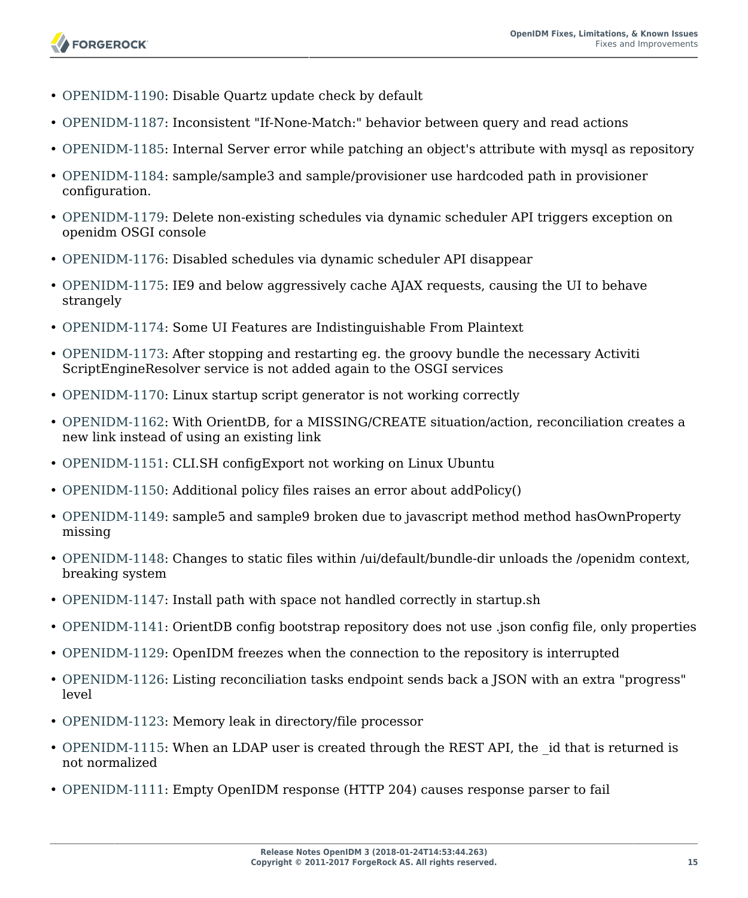- OPENIDM-1190: Disable Quartz update check by default
- OPENIDM-1187: Inconsistent "If-None-Match:" behavior between query and read actions
- OPENIDM-1185: Internal Server error while patching an object's attribute with mysql as repository
- OPENIDM-1184: sample/sample3 and sample/provisioner use hardcoded path in provisioner configuration.
- OPENIDM-1179: Delete non-existing schedules via dynamic scheduler API triggers exception on openidm OSGI console
- OPENIDM-1176: Disabled schedules via dynamic scheduler API disappear
- OPENIDM-1175: IE9 and below aggressively cache AJAX requests, causing the UI to behave strangely
- OPENIDM-1174: Some UI Features are Indistinguishable From Plaintext
- OPENIDM-1173: After stopping and restarting eg. the groovy bundle the necessary Activiti ScriptEngineResolver service is not added again to the OSGI services
- OPENIDM-1170: Linux startup script generator is not working correctly
- OPENIDM-1162: With OrientDB, for a MISSING/CREATE situation/action, reconciliation creates a new link instead of using an existing link
- OPENIDM-1151: CLI.SH configExport not working on Linux Ubuntu
- OPENIDM-1150: Additional policy files raises an error about addPolicy()
- OPENIDM-1149: sample5 and sample9 broken due to javascript method method hasOwnProperty missing
- OPENIDM-1148: Changes to static files within /ui/default/bundle-dir unloads the /openidm context, breaking system
- OPENIDM-1147: Install path with space not handled correctly in startup.sh
- OPENIDM-1141: OrientDB config bootstrap repository does not use .json config file, only properties
- OPENIDM-1129: OpenIDM freezes when the connection to the repository is interrupted
- OPENIDM-1126: Listing reconciliation tasks endpoint sends back a JSON with an extra "progress" level
- OPENIDM-1123: Memory leak in directory/file processor
- OPENIDM-1115: When an LDAP user is created through the REST API, the _id that is returned is not normalized
- OPENIDM-1111: Empty OpenIDM response (HTTP 204) causes response parser to fail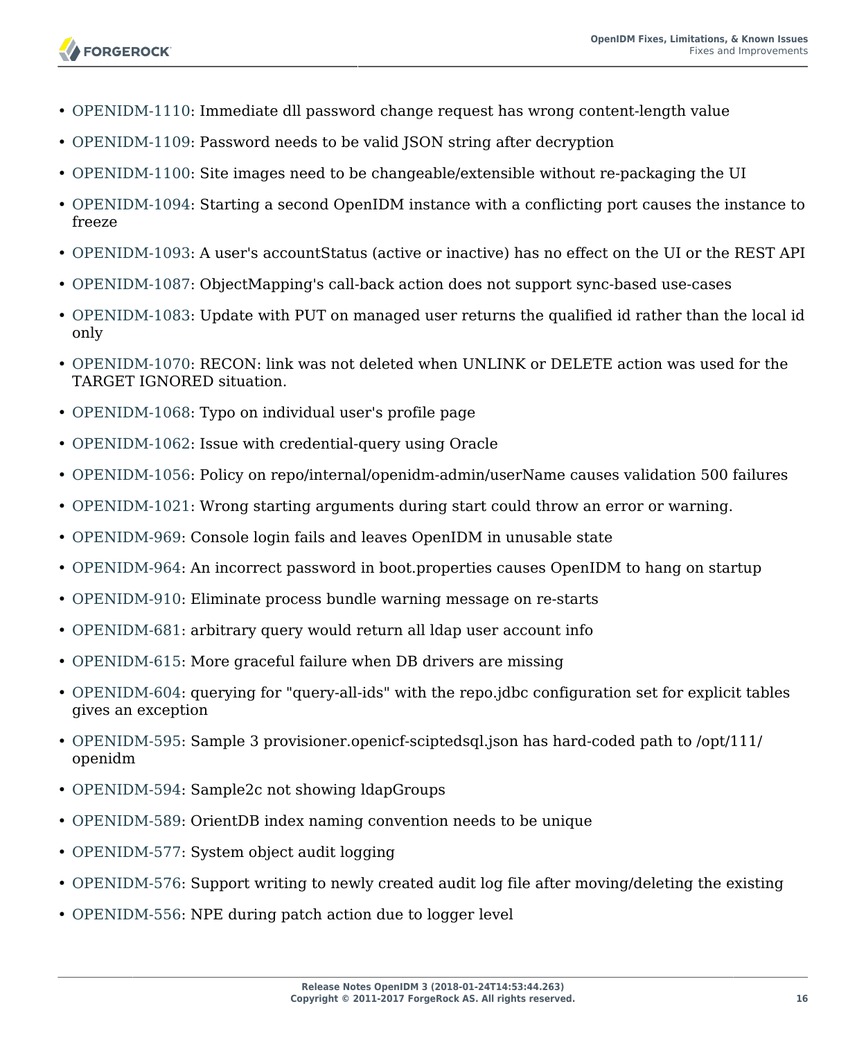- OPENIDM-1110: Immediate dll password change request has wrong content-length value
- OPENIDM-1109: Password needs to be valid JSON string after decryption
- OPENIDM-1100: Site images need to be changeable/extensible without re-packaging the UI
- OPENIDM-1094: Starting a second OpenIDM instance with a conflicting port causes the instance to freeze
- OPENIDM-1093: A user's accountStatus (active or inactive) has no effect on the UI or the REST API
- OPENIDM-1087: ObjectMapping's call-back action does not support sync-based use-cases
- OPENIDM-1083: Update with PUT on managed user returns the qualified id rather than the local id only
- OPENIDM-1070: RECON: link was not deleted when UNLINK or DELETE action was used for the TARGET IGNORED situation.
- OPENIDM-1068: Typo on individual user's profile page
- OPENIDM-1062: Issue with credential-query using Oracle
- OPENIDM-1056: Policy on repo/internal/openidm-admin/userName causes validation 500 failures
- OPENIDM-1021: Wrong starting arguments during start could throw an error or warning.
- OPENIDM-969: Console login fails and leaves OpenIDM in unusable state
- OPENIDM-964: An incorrect password in boot.properties causes OpenIDM to hang on startup
- OPENIDM-910: Eliminate process bundle warning message on re-starts
- OPENIDM-681: arbitrary query would return all ldap user account info
- OPENIDM-615: More graceful failure when DB drivers are missing
- OPENIDM-604: querying for "query-all-ids" with the repo.jdbc configuration set for explicit tables gives an exception
- OPENIDM-595: Sample 3 provisioner.openicf-sciptedsql.json has hard-coded path to /opt/111/openidm
- OPENIDM-594: Sample2c not showing ldapGroups
- OPENIDM-589: OrientDB index naming convention needs to be unique
- OPENIDM-577: System object audit logging
- OPENIDM-576: Support writing to newly created audit log file after moving/deleting the existing
- OPENIDM-556: NPE during patch action due to logger level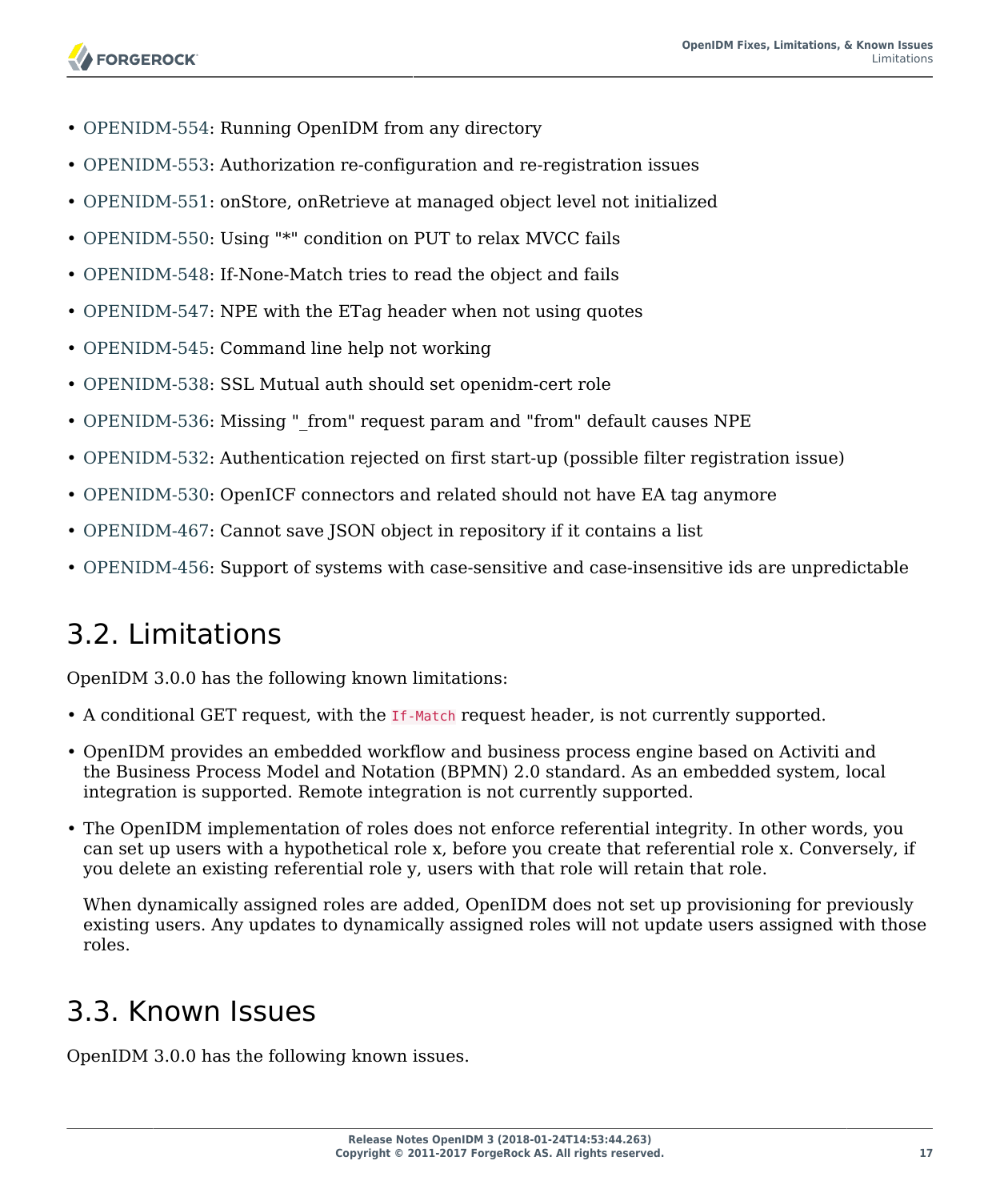- OPENIDM-554: Running OpenIDM from any directory
- OPENIDM-553: Authorization re-configuration and re-registration issues
- OPENIDM-551: onStore, onRetrieve at managed object level not initialized
- OPENIDM-550: Using "*" condition on PUT to relax MVCC fails
- OPENIDM-548: If-None-Match tries to read the object and fails
- OPENIDM-547: NPE with the ETag header when not using quotes
- OPENIDM-545: Command line help not working
- OPENIDM-538: SSL Mutual auth should set openidm-cert role
- OPENIDM-536: Missing "_from" request param and "from" default causes NPE
- OPENIDM-532: Authentication rejected on first start-up (possible filter registration issue)
- OPENIDM-530: OpenICF connectors and related should not have EA tag anymore
- OPENIDM-467: Cannot save JSON object in repository if it contains a list
- OPENIDM-456: Support of systems with case-sensitive and case-insensitive ids are unpredictable

## 3.2. Limitations

OpenIDM 3.0.0 has the following known limitations:

- A conditional GET request, with the `If-Match` request header, is not currently supported.
- OpenIDM provides an embedded workflow and business process engine based on Activiti and the Business Process Model and Notation (BPMN) 2.0 standard. As an embedded system, local integration is supported. Remote integration is not currently supported.
- The OpenIDM implementation of roles does not enforce referential integrity. In other words, you can set up users with a hypothetical role x, before you create that referential role x. Conversely, if you delete an existing referential role y, users with that role will retain that role.

  When dynamically assigned roles are added, OpenIDM does not set up provisioning for previously existing users. Any updates to dynamically assigned roles will not update users assigned with those roles.

## 3.3. Known Issues

OpenIDM 3.0.0 has the following known issues.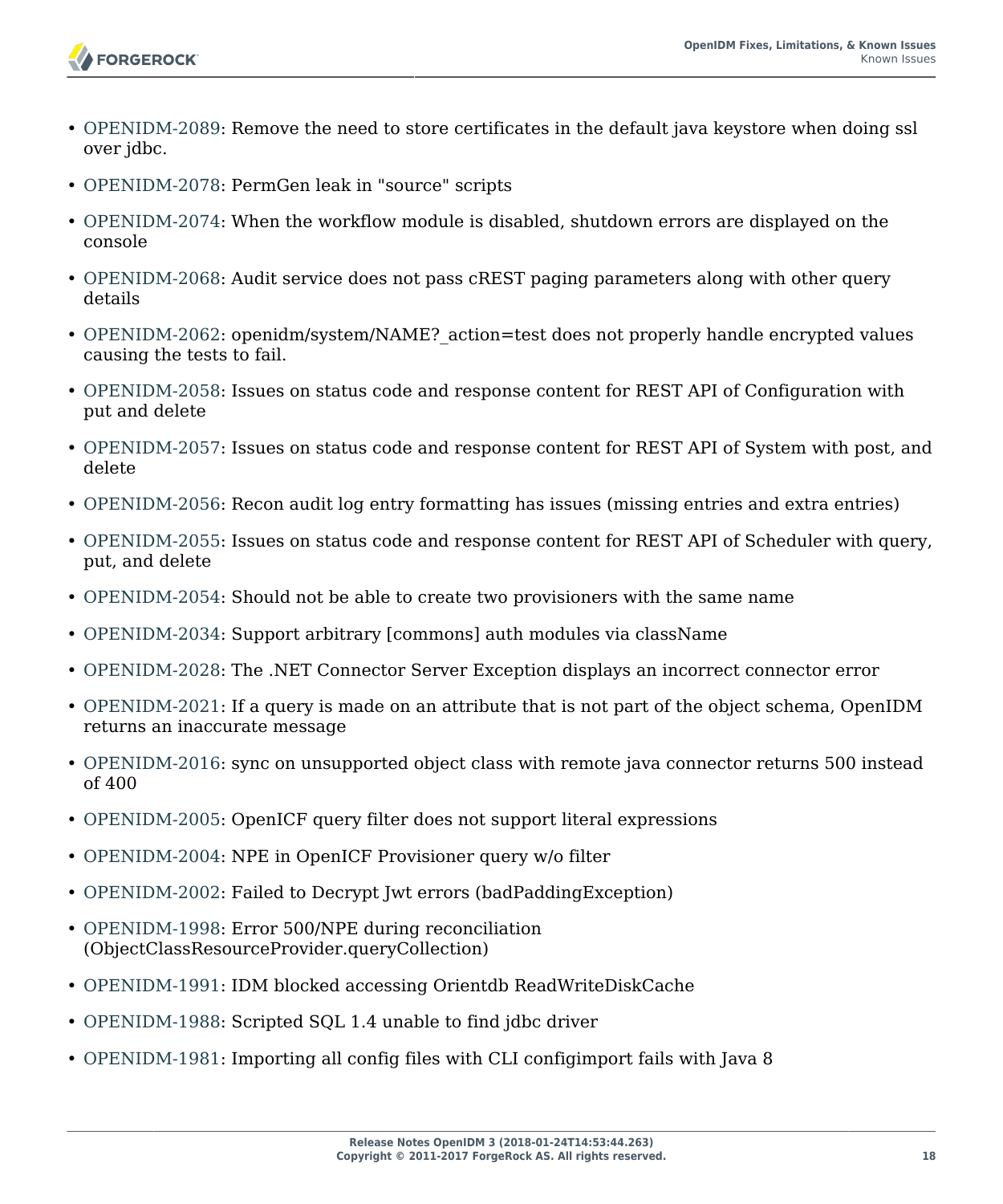- OPENIDM-2089: Remove the need to store certificates in the default java keystore when doing ssl over jdbc.
- OPENIDM-2078: PermGen leak in "source" scripts
- OPENIDM-2074: When the workflow module is disabled, shutdown errors are displayed on the console
- OPENIDM-2068: Audit service does not pass cREST paging parameters along with other query details
- OPENIDM-2062: openidm/system/NAME?_action=test does not properly handle encrypted values causing the tests to fail.
- OPENIDM-2058: Issues on status code and response content for REST API of Configuration with put and delete
- OPENIDM-2057: Issues on status code and response content for REST API of System with post, and delete
- OPENIDM-2056: Recon audit log entry formatting has issues (missing entries and extra entries)
- OPENIDM-2055: Issues on status code and response content for REST API of Scheduler with query, put, and delete
- OPENIDM-2054: Should not be able to create two provisioners with the same name
- OPENIDM-2034: Support arbitrary [commons] auth modules via className
- OPENIDM-2028: The .NET Connector Server Exception displays an incorrect connector error
- OPENIDM-2021: If a query is made on an attribute that is not part of the object schema, OpenIDM returns an inaccurate message
- OPENIDM-2016: sync on unsupported object class with remote java connector returns 500 instead of 400
- OPENIDM-2005: OpenICF query filter does not support literal expressions
- OPENIDM-2004: NPE in OpenICF Provisioner query w/o filter
- OPENIDM-2002: Failed to Decrypt Jwt errors (badPaddingException)
- OPENIDM-1998: Error 500/NPE during reconciliation (ObjectClassResourceProvider.queryCollection)
- OPENIDM-1991: IDM blocked accessing Orientdb ReadWriteDiskCache
- OPENIDM-1988: Scripted SQL 1.4 unable to find jdbc driver
- OPENIDM-1981: Importing all config files with CLI configimport fails with Java 8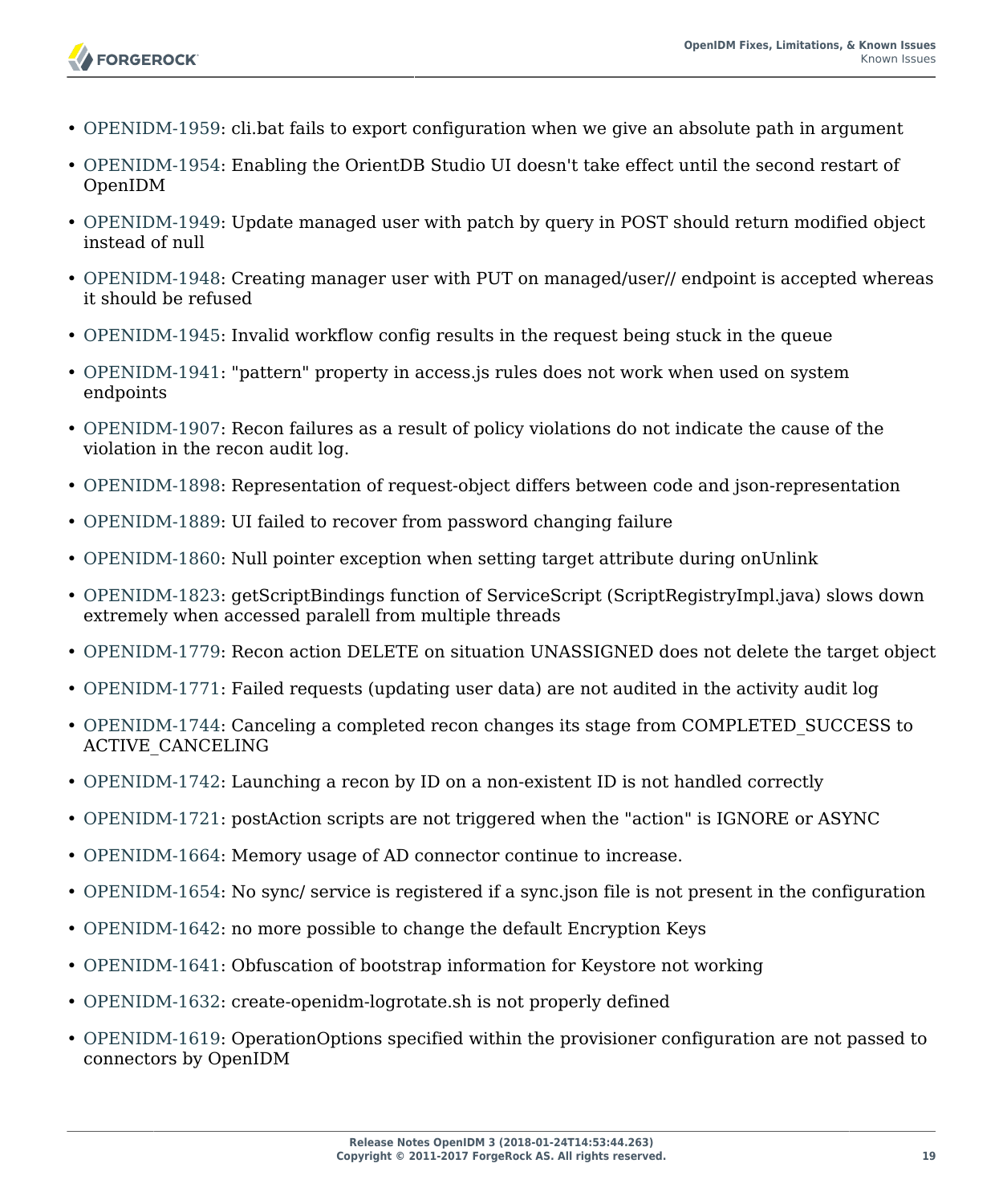- OPENIDM-1959: cli.bat fails to export configuration when we give an absolute path in argument
- OPENIDM-1954: Enabling the OrientDB Studio UI doesn't take effect until the second restart of OpenIDM
- OPENIDM-1949: Update managed user with patch by query in POST should return modified object instead of null
- OPENIDM-1948: Creating manager user with PUT on managed/user// endpoint is accepted whereas it should be refused
- OPENIDM-1945: Invalid workflow config results in the request being stuck in the queue
- OPENIDM-1941: "pattern" property in access.js rules does not work when used on system endpoints
- OPENIDM-1907: Recon failures as a result of policy violations do not indicate the cause of the violation in the recon audit log.
- OPENIDM-1898: Representation of request-object differs between code and json-representation
- OPENIDM-1889: UI failed to recover from password changing failure
- OPENIDM-1860: Null pointer exception when setting target attribute during onUnlink
- OPENIDM-1823: getScriptBindings function of ServiceScript (ScriptRegistryImpl.java) slows down extremely when accessed paralell from multiple threads
- OPENIDM-1779: Recon action DELETE on situation UNASSIGNED does not delete the target object
- OPENIDM-1771: Failed requests (updating user data) are not audited in the activity audit log
- OPENIDM-1744: Canceling a completed recon changes its stage from COMPLETED_SUCCESS to ACTIVE_CANCELING
- OPENIDM-1742: Launching a recon by ID on a non-existent ID is not handled correctly
- OPENIDM-1721: postAction scripts are not triggered when the "action" is IGNORE or ASYNC
- OPENIDM-1664: Memory usage of AD connector continue to increase.
- OPENIDM-1654: No sync/ service is registered if a sync.json file is not present in the configuration
- OPENIDM-1642: no more possible to change the default Encryption Keys
- OPENIDM-1641: Obfuscation of bootstrap information for Keystore not working
- OPENIDM-1632: create-openidm-logrotate.sh is not properly defined
- OPENIDM-1619: OperationOptions specified within the provisioner configuration are not passed to connectors by OpenIDM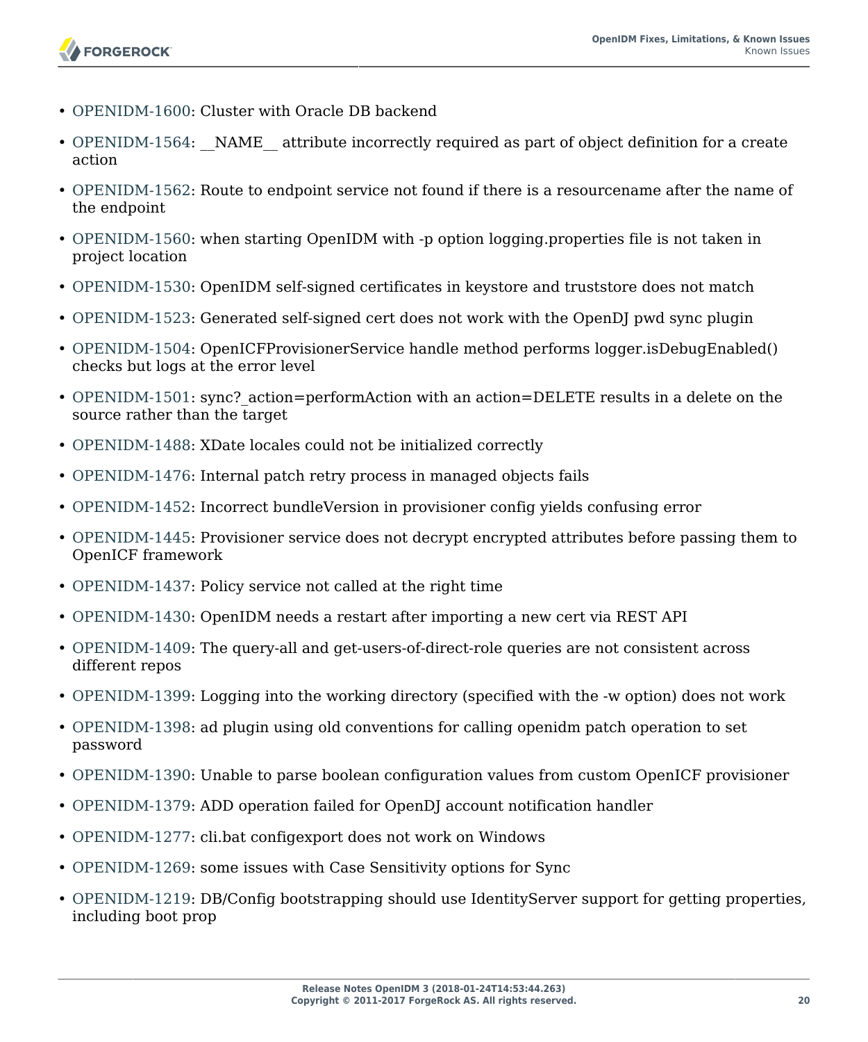- OPENIDM-1600: Cluster with Oracle DB backend
- OPENIDM-1564: __NAME__ attribute incorrectly required as part of object definition for a create action
- OPENIDM-1562: Route to endpoint service not found if there is a resourcename after the name of the endpoint
- OPENIDM-1560: when starting OpenIDM with -p option logging.properties file is not taken in project location
- OPENIDM-1530: OpenIDM self-signed certificates in keystore and truststore does not match
- OPENIDM-1523: Generated self-signed cert does not work with the OpenDJ pwd sync plugin
- OPENIDM-1504: OpenICFProvisionerService handle method performs logger.isDebugEnabled() checks but logs at the error level
- OPENIDM-1501: sync?_action=performAction with an action=DELETE results in a delete on the source rather than the target
- OPENIDM-1488: XDate locales could not be initialized correctly
- OPENIDM-1476: Internal patch retry process in managed objects fails
- OPENIDM-1452: Incorrect bundleVersion in provisioner config yields confusing error
- OPENIDM-1445: Provisioner service does not decrypt encrypted attributes before passing them to OpenICF framework
- OPENIDM-1437: Policy service not called at the right time
- OPENIDM-1430: OpenIDM needs a restart after importing a new cert via REST API
- OPENIDM-1409: The query-all and get-users-of-direct-role queries are not consistent across different repos
- OPENIDM-1399: Logging into the working directory (specified with the -w option) does not work
- OPENIDM-1398: ad plugin using old conventions for calling openidm patch operation to set password
- OPENIDM-1390: Unable to parse boolean configuration values from custom OpenICF provisioner
- OPENIDM-1379: ADD operation failed for OpenDJ account notification handler
- OPENIDM-1277: cli.bat configexport does not work on Windows
- OPENIDM-1269: some issues with Case Sensitivity options for Sync
- OPENIDM-1219: DB/Config bootstrapping should use IdentityServer support for getting properties, including boot prop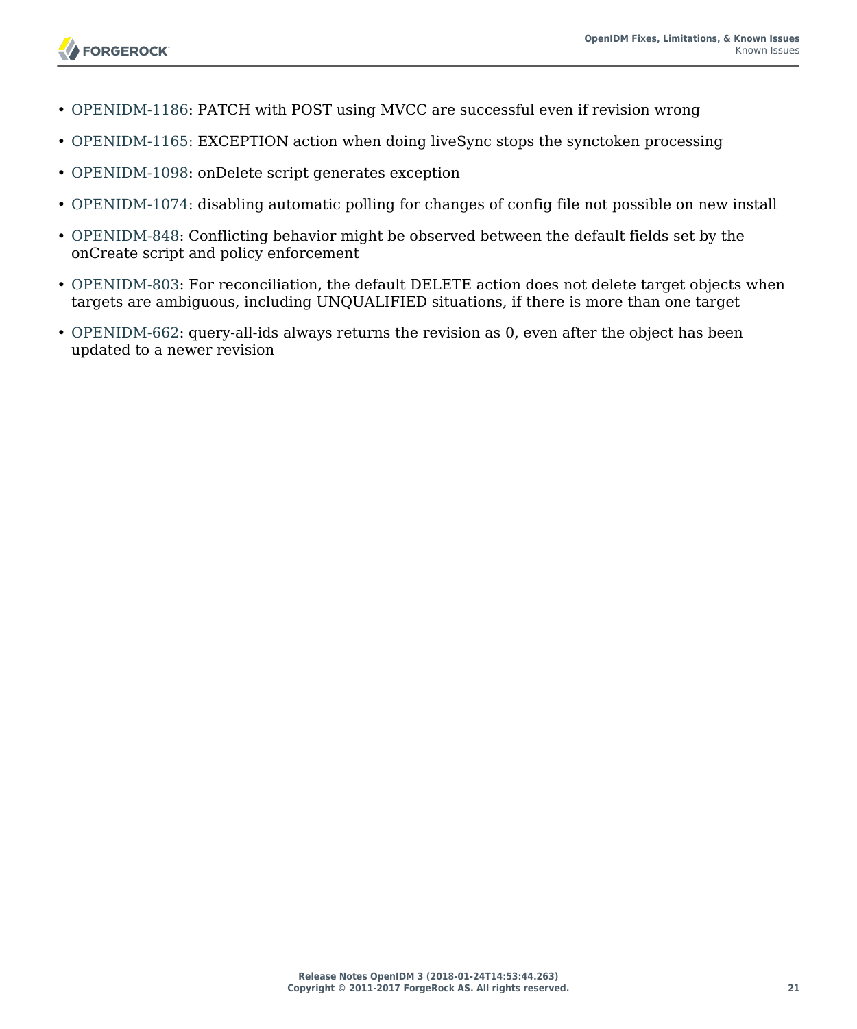- OPENIDM-1186: PATCH with POST using MVCC are successful even if revision wrong
- OPENIDM-1165: EXCEPTION action when doing liveSync stops the synctoken processing
- OPENIDM-1098: onDelete script generates exception
- OPENIDM-1074: disabling automatic polling for changes of config file not possible on new install
- OPENIDM-848: Conflicting behavior might be observed between the default fields set by the onCreate script and policy enforcement
- OPENIDM-803: For reconciliation, the default DELETE action does not delete target objects when targets are ambiguous, including UNQUALIFIED situations, if there is more than one target
- OPENIDM-662: query-all-ids always returns the revision as 0, even after the object has been updated to a newer revision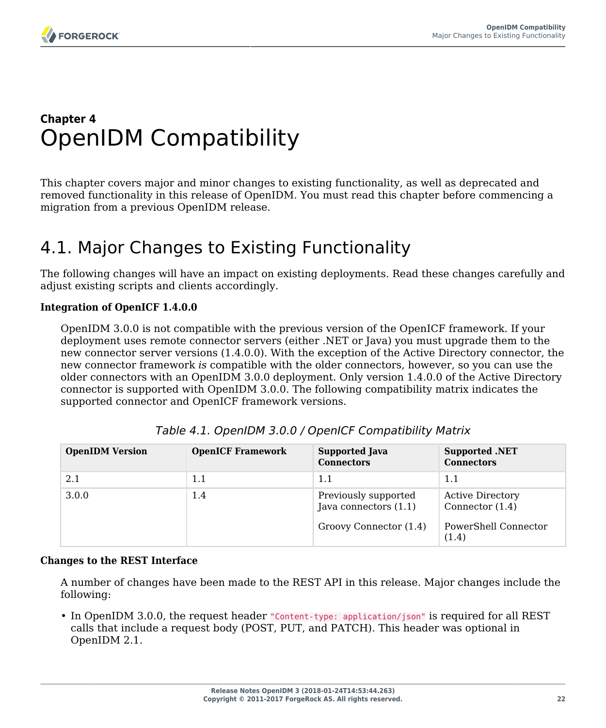# Chapter 4 OpenIDM Compatibility

This chapter covers major and minor changes to existing functionality, as well as deprecated and removed functionality in this release of OpenIDM. You must read this chapter before commencing a migration from a previous OpenIDM release.

## 4.1. Major Changes to Existing Functionality

The following changes will have an impact on existing deployments. Read these changes carefully and adjust existing scripts and clients accordingly.

**Integration of OpenICF 1.4.0.0**

OpenIDM 3.0.0 is not compatible with the previous version of the OpenICF framework. If your deployment uses remote connector servers (either .NET or Java) you must upgrade them to the new connector server versions (1.4.0.0). With the exception of the Active Directory connector, the new connector framework *is* compatible with the older connectors, however, so you can use the older connectors with an OpenIDM 3.0.0 deployment. Only version 1.4.0.0 of the Active Directory connector is supported with OpenIDM 3.0.0. The following compatibility matrix indicates the supported connector and OpenICF framework versions.

*Table 4.1. OpenIDM 3.0.0 / OpenICF Compatibility Matrix*

| OpenIDM Version | OpenICF Framework | Supported Java Connectors | Supported .NET Connectors |
| --- | --- | --- | --- |
| 2.1 | 1.1 | 1.1 | 1.1 |
| 3.0.0 | 1.4 | Previously supported Java connectors (1.1)<br><br>Groovy Connector (1.4) | Active Directory Connector (1.4)<br><br>PowerShell Connector (1.4) |

**Changes to the REST Interface**

A number of changes have been made to the REST API in this release. Major changes include the following:

- In OpenIDM 3.0.0, the request header `"Content-type: application/json"` is required for all REST calls that include a request body (POST, PUT, and PATCH). This header was optional in OpenIDM 2.1.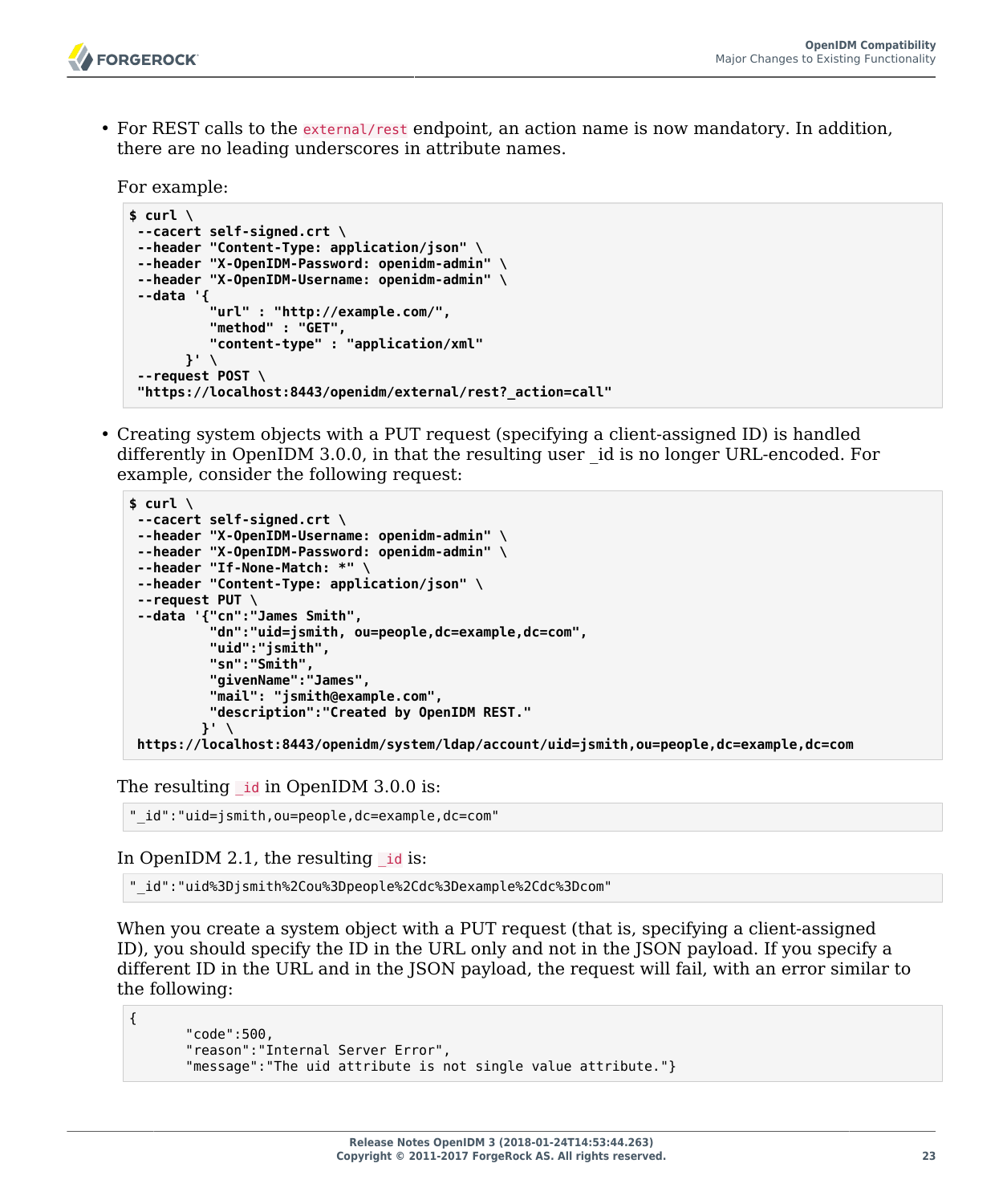- For REST calls to the `external/rest` endpoint, an action name is now mandatory. In addition, there are no leading underscores in attribute names.

  For example:

```
$ curl \
 --cacert self-signed.crt \
 --header "Content-Type: application/json" \
 --header "X-OpenIDM-Password: openidm-admin" \
 --header "X-OpenIDM-Username: openidm-admin" \
 --data '{
          "url" : "http://example.com/",
          "method" : "GET",
          "content-type" : "application/xml"
       }' \
 --request POST \
 "https://localhost:8443/openidm/external/rest?_action=call"
```

- Creating system objects with a PUT request (specifying a client-assigned ID) is handled differently in OpenIDM 3.0.0, in that the resulting user _id is no longer URL-encoded. For example, consider the following request:

```
$ curl \
 --cacert self-signed.crt \
 --header "X-OpenIDM-Username: openidm-admin" \
 --header "X-OpenIDM-Password: openidm-admin" \
 --header "If-None-Match: *" \
 --header "Content-Type: application/json" \
 --request PUT \
 --data '{"cn":"James Smith",
          "dn":"uid=jsmith, ou=people,dc=example,dc=com",
          "uid":"jsmith",
          "sn":"Smith",
          "givenName":"James",
          "mail": "jsmith@example.com",
          "description":"Created by OpenIDM REST."
         }' \
 https://localhost:8443/openidm/system/ldap/account/uid=jsmith,ou=people,dc=example,dc=com
```

  The resulting `_id` in OpenIDM 3.0.0 is:

```
"_id":"uid=jsmith,ou=people,dc=example,dc=com"
```

  In OpenIDM 2.1, the resulting `_id` is:

```
"_id":"uid%3Djsmith%2Cou%3Dpeople%2Cdc%3Dexample%2Cdc%3Dcom"
```

  When you create a system object with a PUT request (that is, specifying a client-assigned ID), you should specify the ID in the URL only and not in the JSON payload. If you specify a different ID in the URL and in the JSON payload, the request will fail, with an error similar to the following:

```
{
       "code":500,
       "reason":"Internal Server Error",
       "message":"The uid attribute is not single value attribute."}
```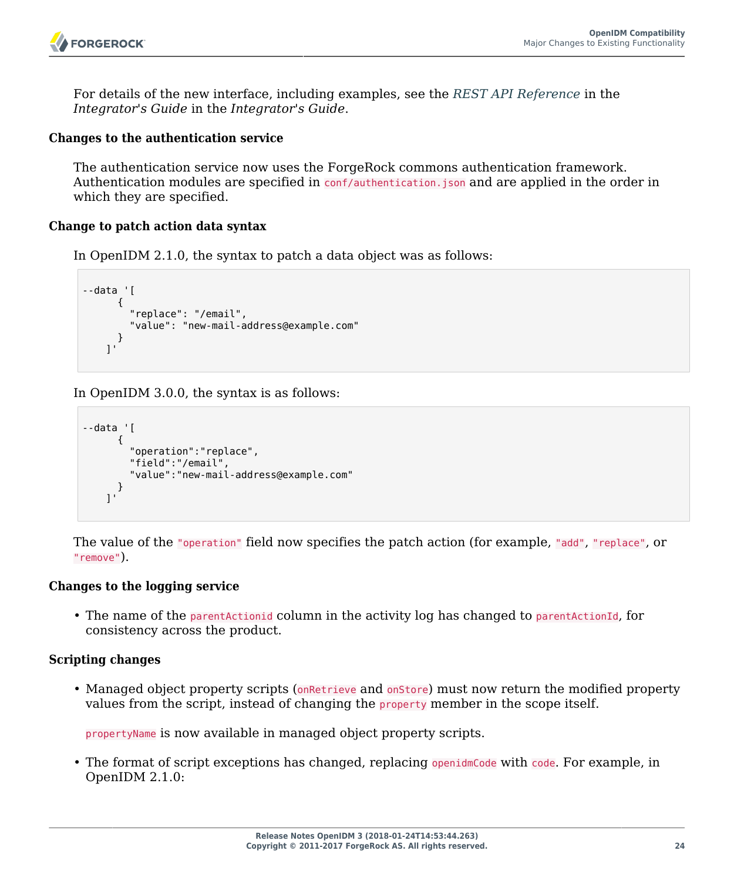For details of the new interface, including examples, see the *REST API Reference* in the *Integrator's Guide* in the *Integrator's Guide*.

**Changes to the authentication service**

The authentication service now uses the ForgeRock commons authentication framework. Authentication modules are specified in `conf/authentication.json` and are applied in the order in which they are specified.

**Change to patch action data syntax**

In OpenIDM 2.1.0, the syntax to patch a data object was as follows:

```
--data '[
      {
        "replace": "/email",
        "value": "new-mail-address@example.com"
      }
    ]'
```

In OpenIDM 3.0.0, the syntax is as follows:

```
--data '[
      {
        "operation":"replace",
        "field":"/email",
        "value":"new-mail-address@example.com"
      }
    ]'
```

The value of the `"operation"` field now specifies the patch action (for example, `"add"`, `"replace"`, or `"remove"`).

**Changes to the logging service**

- The name of the `parentActionid` column in the activity log has changed to `parentActionId`, for consistency across the product.

**Scripting changes**

- Managed object property scripts (`onRetrieve` and `onStore`) must now return the modified property values from the script, instead of changing the `property` member in the scope itself.

  `propertyName` is now available in managed object property scripts.

- The format of script exceptions has changed, replacing `openidmCode` with `code`. For example, in OpenIDM 2.1.0: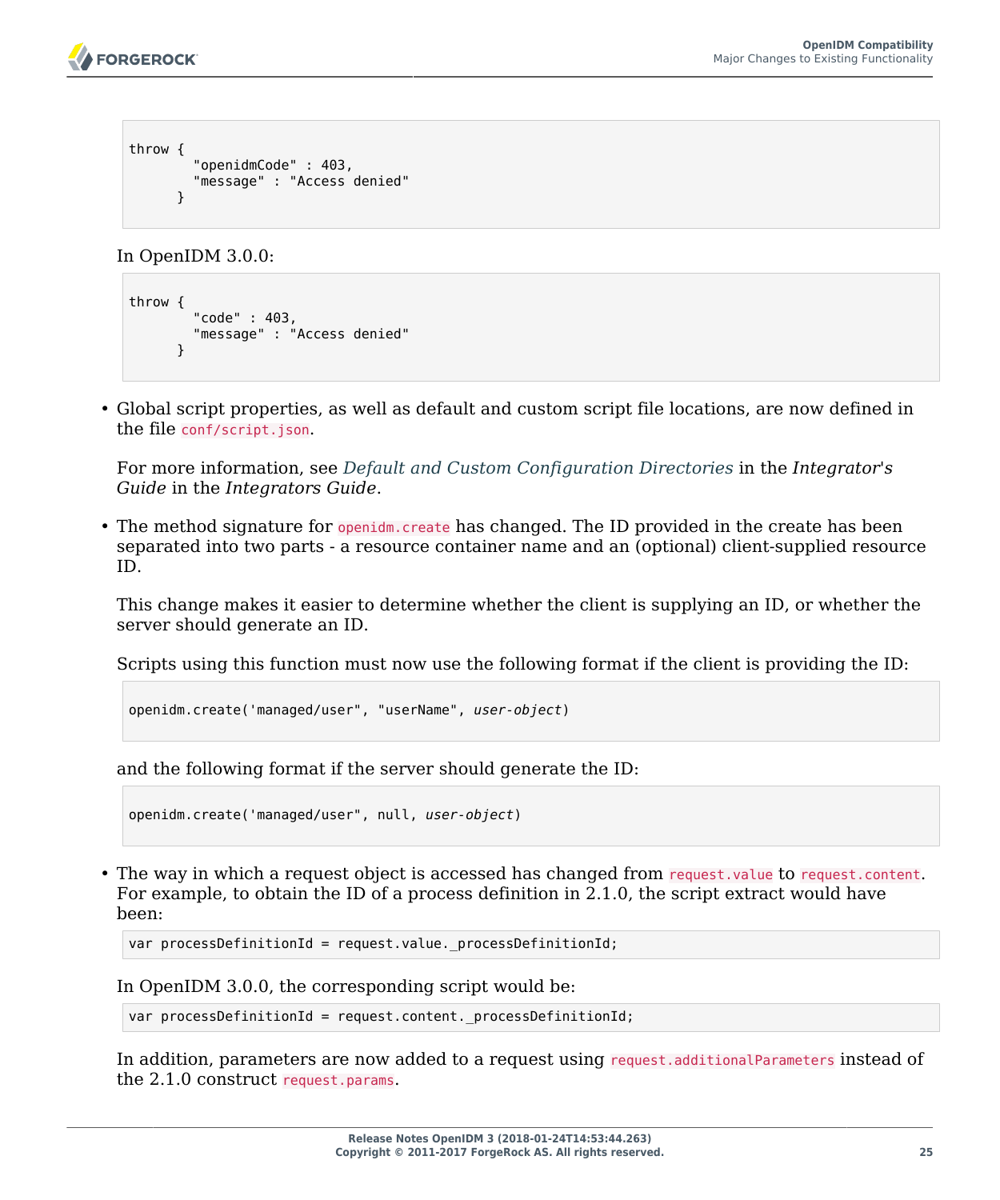```
throw {
        "openidmCode" : 403,
        "message" : "Access denied"
      }
```

In OpenIDM 3.0.0:

```
throw {
        "code" : 403,
        "message" : "Access denied"
      }
```

- Global script properties, as well as default and custom script file locations, are now defined in the file `conf/script.json`.

  For more information, see *Default and Custom Configuration Directories* in the *Integrator's Guide* in the *Integrators Guide*.

- The method signature for `openidm.create` has changed. The ID provided in the create has been separated into two parts - a resource container name and an (optional) client-supplied resource ID.

  This change makes it easier to determine whether the client is supplying an ID, or whether the server should generate an ID.

  Scripts using this function must now use the following format if the client is providing the ID:

  ```
  openidm.create('managed/user", "userName", user-object)
  ```

  and the following format if the server should generate the ID:

  ```
  openidm.create('managed/user", null, user-object)
  ```

- The way in which a request object is accessed has changed from `request.value` to `request.content`. For example, to obtain the ID of a process definition in 2.1.0, the script extract would have been:

  ```
  var processDefinitionId = request.value._processDefinitionId;
  ```

  In OpenIDM 3.0.0, the corresponding script would be:

  ```
  var processDefinitionId = request.content._processDefinitionId;
  ```

  In addition, parameters are now added to a request using `request.additionalParameters` instead of the 2.1.0 construct `request.params`.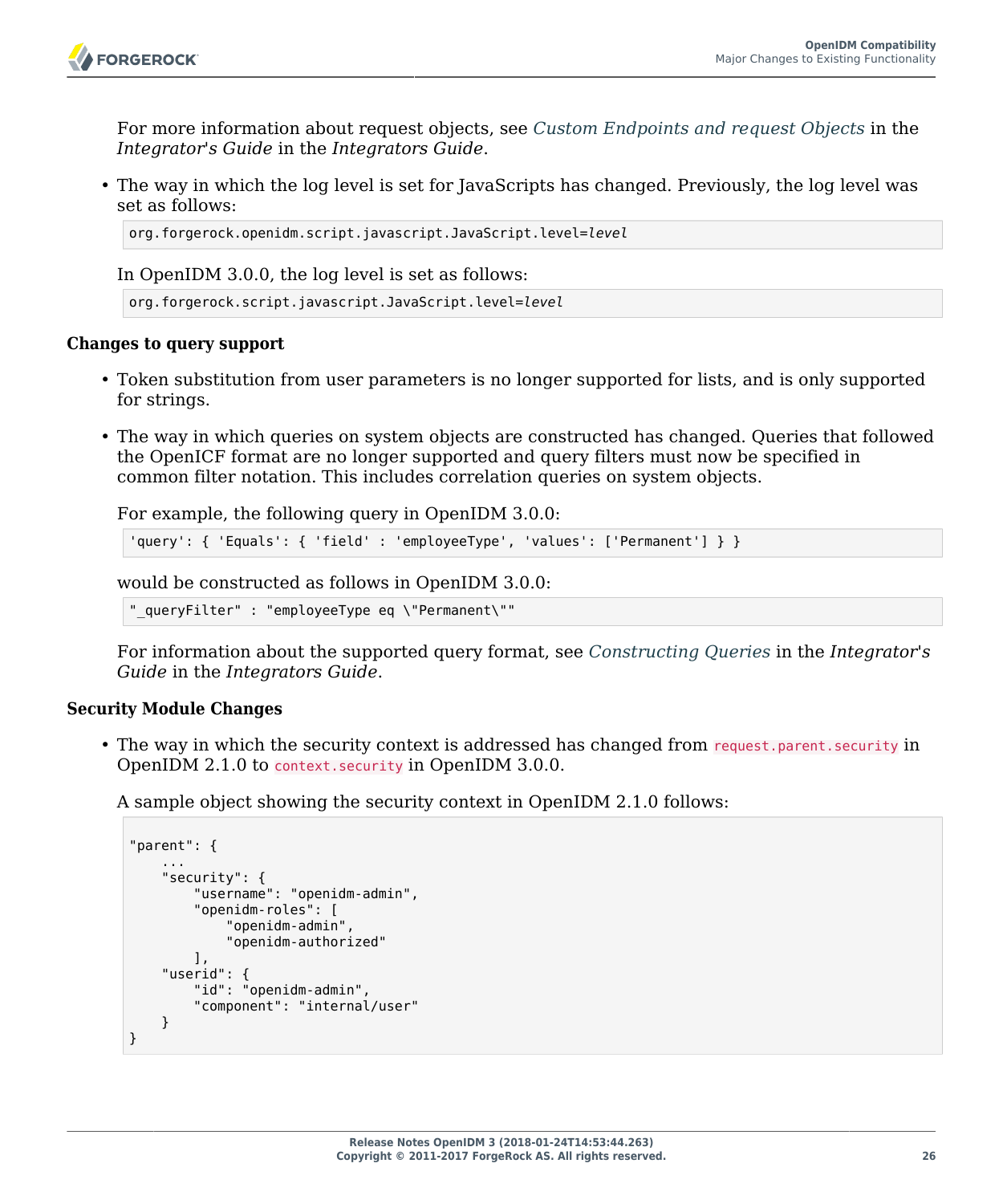For more information about request objects, see *Custom Endpoints and request Objects* in the *Integrator's Guide* in the *Integrators Guide*.

- The way in which the log level is set for JavaScripts has changed. Previously, the log level was set as follows:

  ```
  org.forgerock.openidm.script.javascript.JavaScript.level=level
  ```

  In OpenIDM 3.0.0, the log level is set as follows:

  ```
  org.forgerock.script.javascript.JavaScript.level=level
  ```

**Changes to query support**

- Token substitution from user parameters is no longer supported for lists, and is only supported for strings.

- The way in which queries on system objects are constructed has changed. Queries that followed the OpenICF format are no longer supported and query filters must now be specified in common filter notation. This includes correlation queries on system objects.

  For example, the following query in OpenIDM 3.0.0:

  ```
  'query': { 'Equals': { 'field' : 'employeeType', 'values': ['Permanent'] } }
  ```

  would be constructed as follows in OpenIDM 3.0.0:

  ```
  "_queryFilter" : "employeeType eq \"Permanent\""
  ```

  For information about the supported query format, see *Constructing Queries* in the *Integrator's Guide* in the *Integrators Guide*.

**Security Module Changes**

- The way in which the security context is addressed has changed from `request.parent.security` in OpenIDM 2.1.0 to `context.security` in OpenIDM 3.0.0.

  A sample object showing the security context in OpenIDM 2.1.0 follows:

  ```
  "parent": {
      ...
      "security": {
          "username": "openidm-admin",
          "openidm-roles": [
              "openidm-admin",
              "openidm-authorized"
          ],
      "userid": {
          "id": "openidm-admin",
          "component": "internal/user"
      }
  }
  ```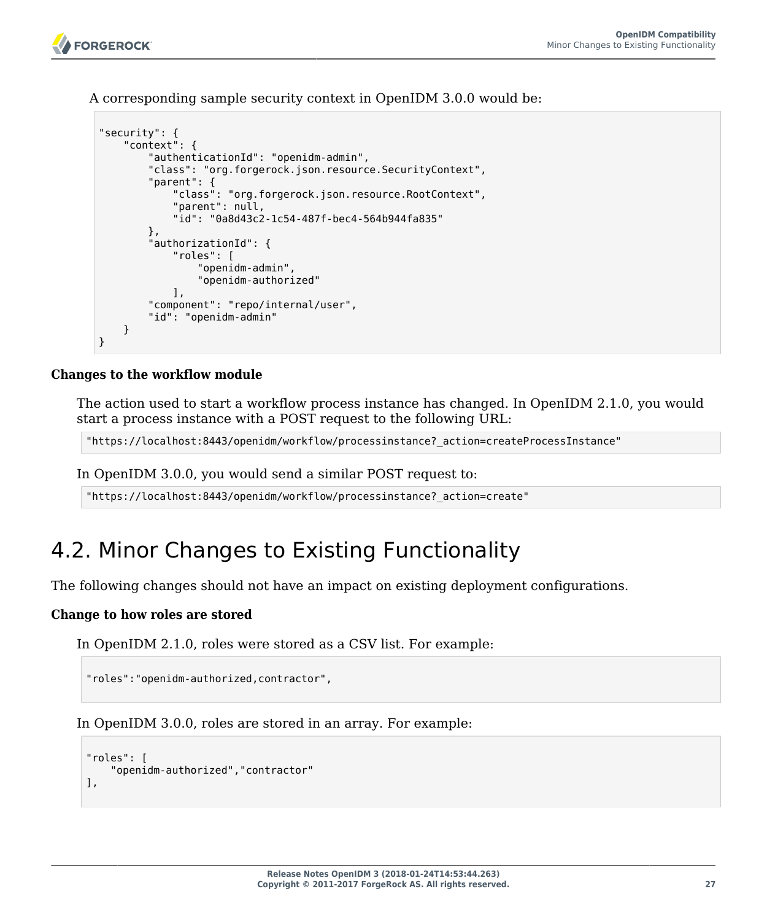A corresponding sample security context in OpenIDM 3.0.0 would be:

```
"security": {
    "context": {
        "authenticationId": "openidm-admin",
        "class": "org.forgerock.json.resource.SecurityContext",
        "parent": {
            "class": "org.forgerock.json.resource.RootContext",
            "parent": null,
            "id": "0a8d43c2-1c54-487f-bec4-564b944fa835"
        },
        "authorizationId": {
            "roles": [
                "openidm-admin",
                "openidm-authorized"
            ],
        "component": "repo/internal/user",
        "id": "openidm-admin"
    }
}
```

**Changes to the workflow module**

The action used to start a workflow process instance has changed. In OpenIDM 2.1.0, you would start a process instance with a POST request to the following URL:

```
"https://localhost:8443/openidm/workflow/processinstance?_action=createProcessInstance"
```

In OpenIDM 3.0.0, you would send a similar POST request to:

```
"https://localhost:8443/openidm/workflow/processinstance?_action=create"
```

## 4.2. Minor Changes to Existing Functionality

The following changes should not have an impact on existing deployment configurations.

**Change to how roles are stored**

In OpenIDM 2.1.0, roles were stored as a CSV list. For example:

```
"roles":"openidm-authorized,contractor",
```

In OpenIDM 3.0.0, roles are stored in an array. For example:

```
"roles": [
    "openidm-authorized","contractor"
],
```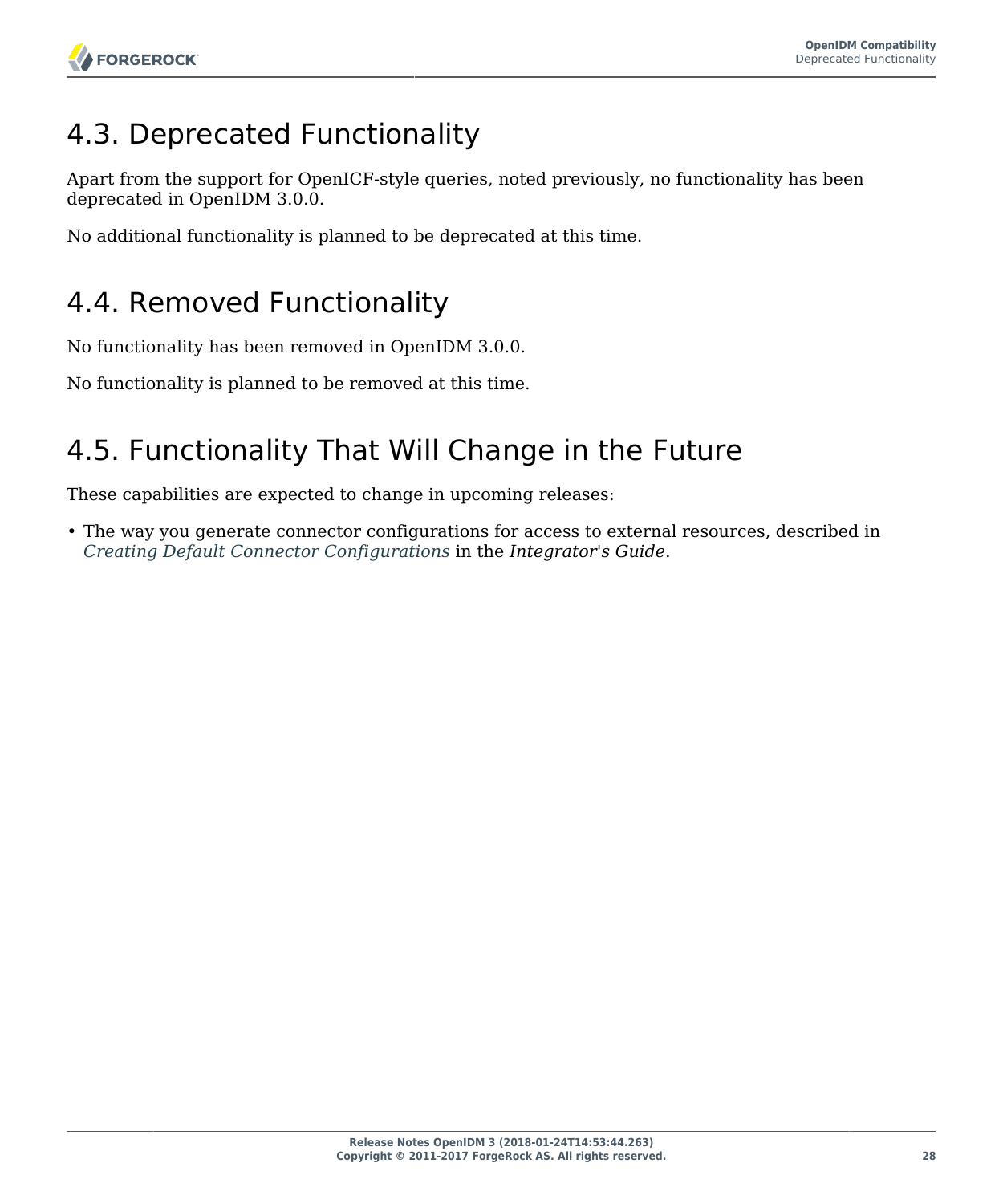## 4.3. Deprecated Functionality

Apart from the support for OpenICF-style queries, noted previously, no functionality has been deprecated in OpenIDM 3.0.0.

No additional functionality is planned to be deprecated at this time.

## 4.4. Removed Functionality

No functionality has been removed in OpenIDM 3.0.0.

No functionality is planned to be removed at this time.

## 4.5. Functionality That Will Change in the Future

These capabilities are expected to change in upcoming releases:

- The way you generate connector configurations for access to external resources, described in *Creating Default Connector Configurations* in the *Integrator's Guide*.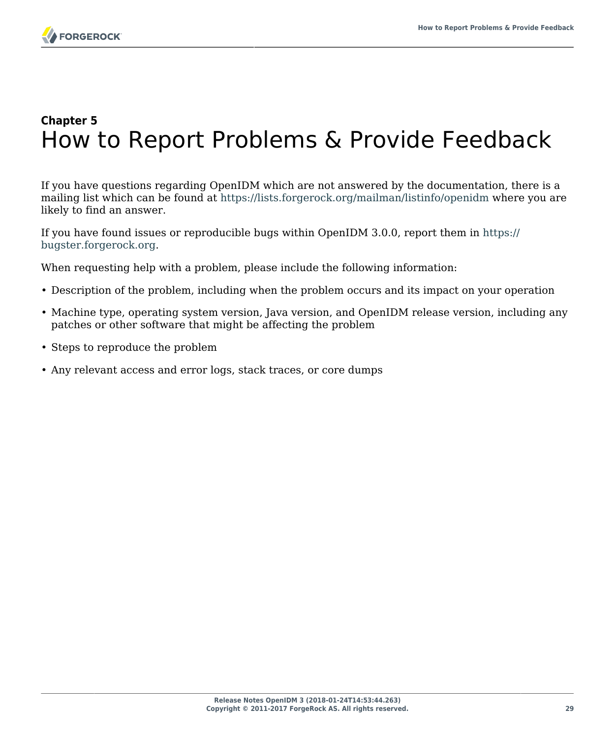# Chapter 5
# How to Report Problems & Provide Feedback

If you have questions regarding OpenIDM which are not answered by the documentation, there is a mailing list which can be found at https://lists.forgerock.org/mailman/listinfo/openidm where you are likely to find an answer.

If you have found issues or reproducible bugs within OpenIDM 3.0.0, report them in https://bugster.forgerock.org.

When requesting help with a problem, please include the following information:

- Description of the problem, including when the problem occurs and its impact on your operation
- Machine type, operating system version, Java version, and OpenIDM release version, including any patches or other software that might be affecting the problem
- Steps to reproduce the problem
- Any relevant access and error logs, stack traces, or core dumps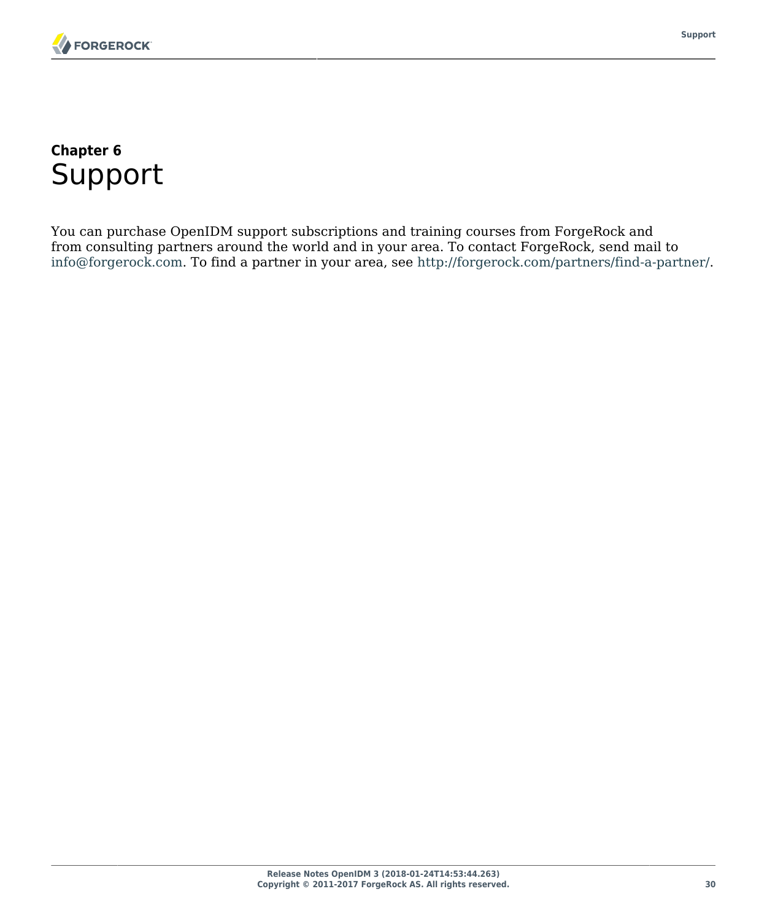# Chapter 6 Support

You can purchase OpenIDM support subscriptions and training courses from ForgeRock and from consulting partners around the world and in your area. To contact ForgeRock, send mail to info@forgerock.com. To find a partner in your area, see http://forgerock.com/partners/find-a-partner/.